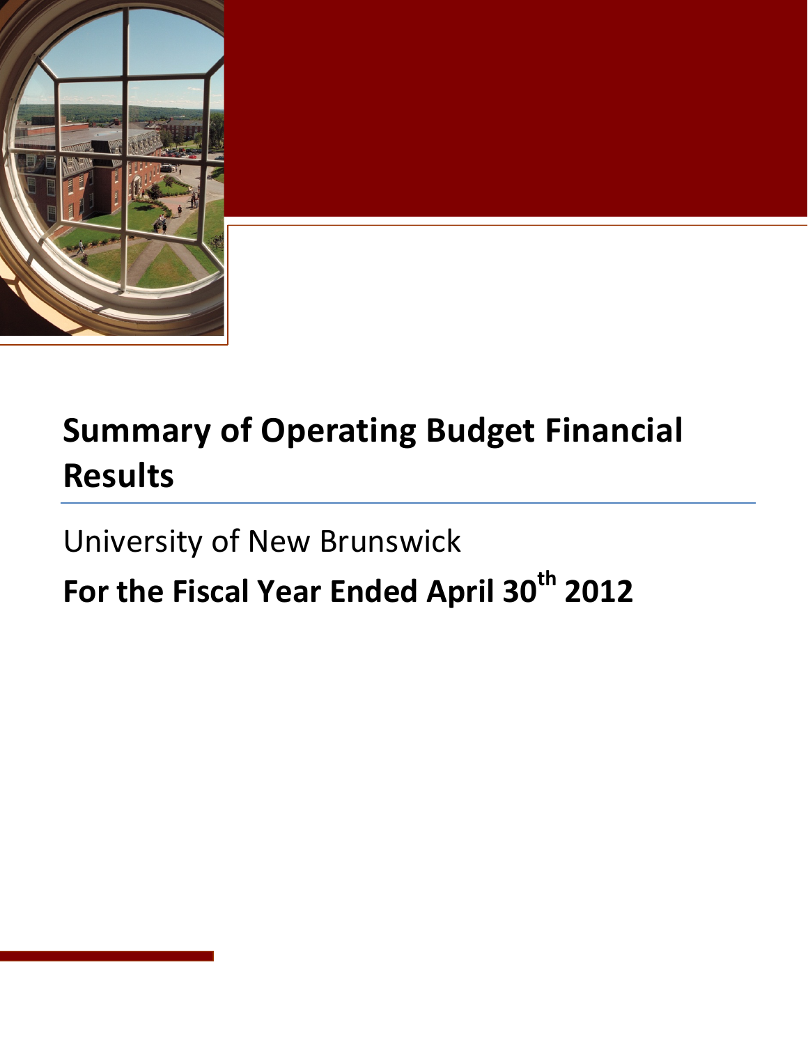# Summary of Operating Budget Financial Results

University of New Brunswick

**For the Fiscal Year Ended April 30th 2012**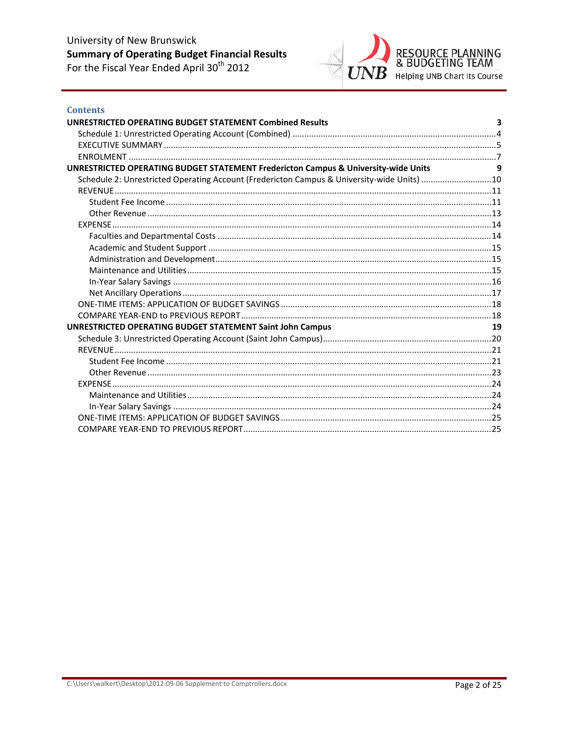## Contents

**UNRESTRICTED OPERATING BUDGET STATEMENT Combined Results** .... 3

- Schedule 1: Unrestricted Operating Account (Combined) .... 4
- EXECUTIVE SUMMARY .... 5
- ENROLMENT .... 7

**UNRESTRICTED OPERATING BUDGET STATEMENT Fredericton Campus & University-wide Units** .... 9

- Schedule 2: Unrestricted Operating Account (Fredericton Campus & University-wide Units) .... 10
- REVENUE .... 11
  - Student Fee Income .... 11
  - Other Revenue .... 13
- EXPENSE .... 14
  - Faculties and Departmental Costs .... 14
  - Academic and Student Support .... 15
  - Administration and Development .... 15
  - Maintenance and Utilities .... 15
  - In-Year Salary Savings .... 16
  - Net Ancillary Operations .... 17
- ONE-TIME ITEMS: APPLICATION OF BUDGET SAVINGS .... 18
- COMPARE YEAR-END to PREVIOUS REPORT .... 18

**UNRESTRICTED OPERATING BUDGET STATEMENT Saint John Campus** .... 19

- Schedule 3: Unrestricted Operating Account (Saint John Campus) .... 20
- REVENUE .... 21
  - Student Fee Income .... 21
  - Other Revenue .... 23
- EXPENSE .... 24
  - Maintenance and Utilities .... 24
  - In-Year Salary Savings .... 24
- ONE-TIME ITEMS: APPLICATION OF BUDGET SAVINGS .... 25
- COMPARE YEAR-END TO PREVIOUS REPORT .... 25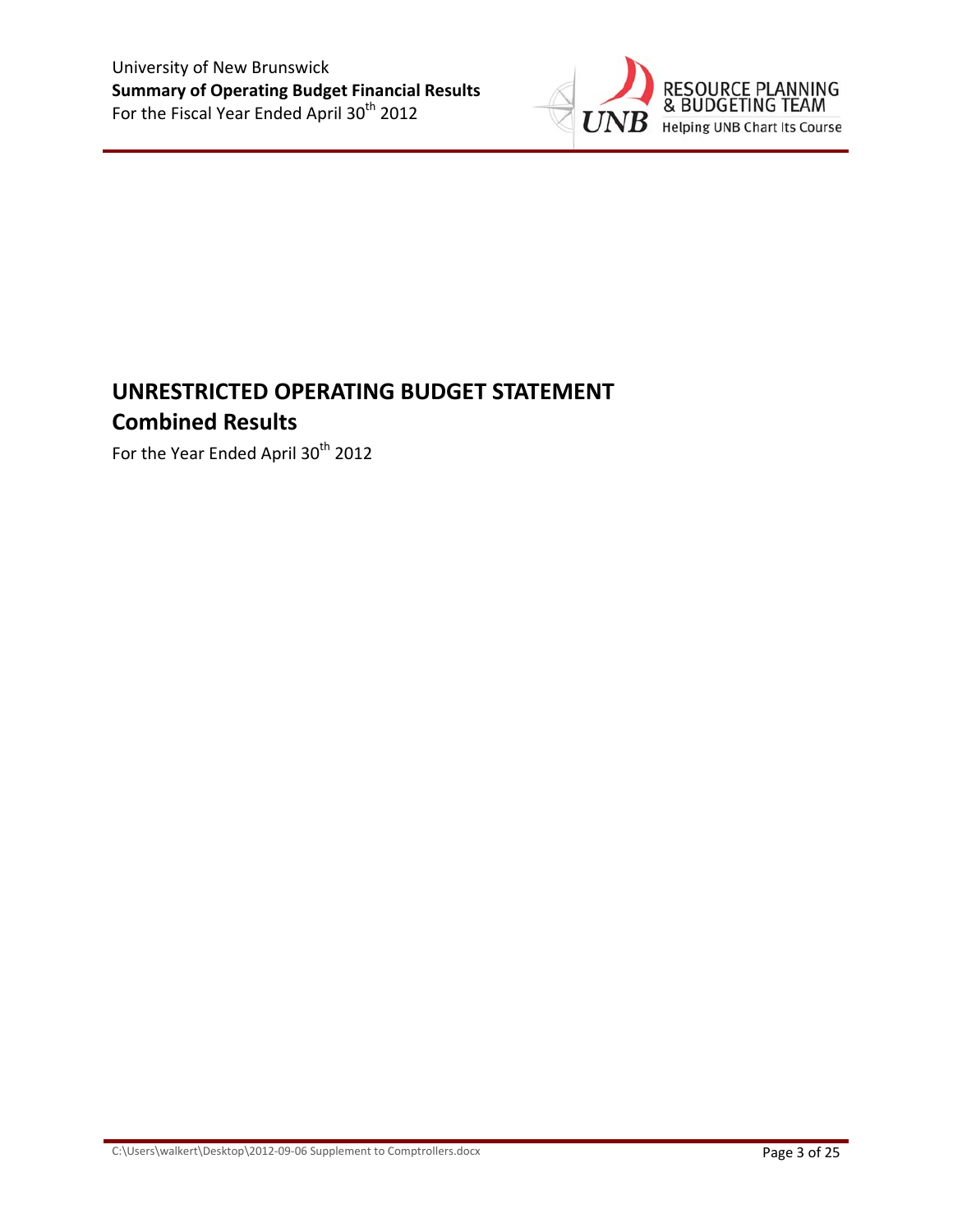# UNRESTRICTED OPERATING BUDGET STATEMENT
## Combined Results

For the Year Ended April 30th 2012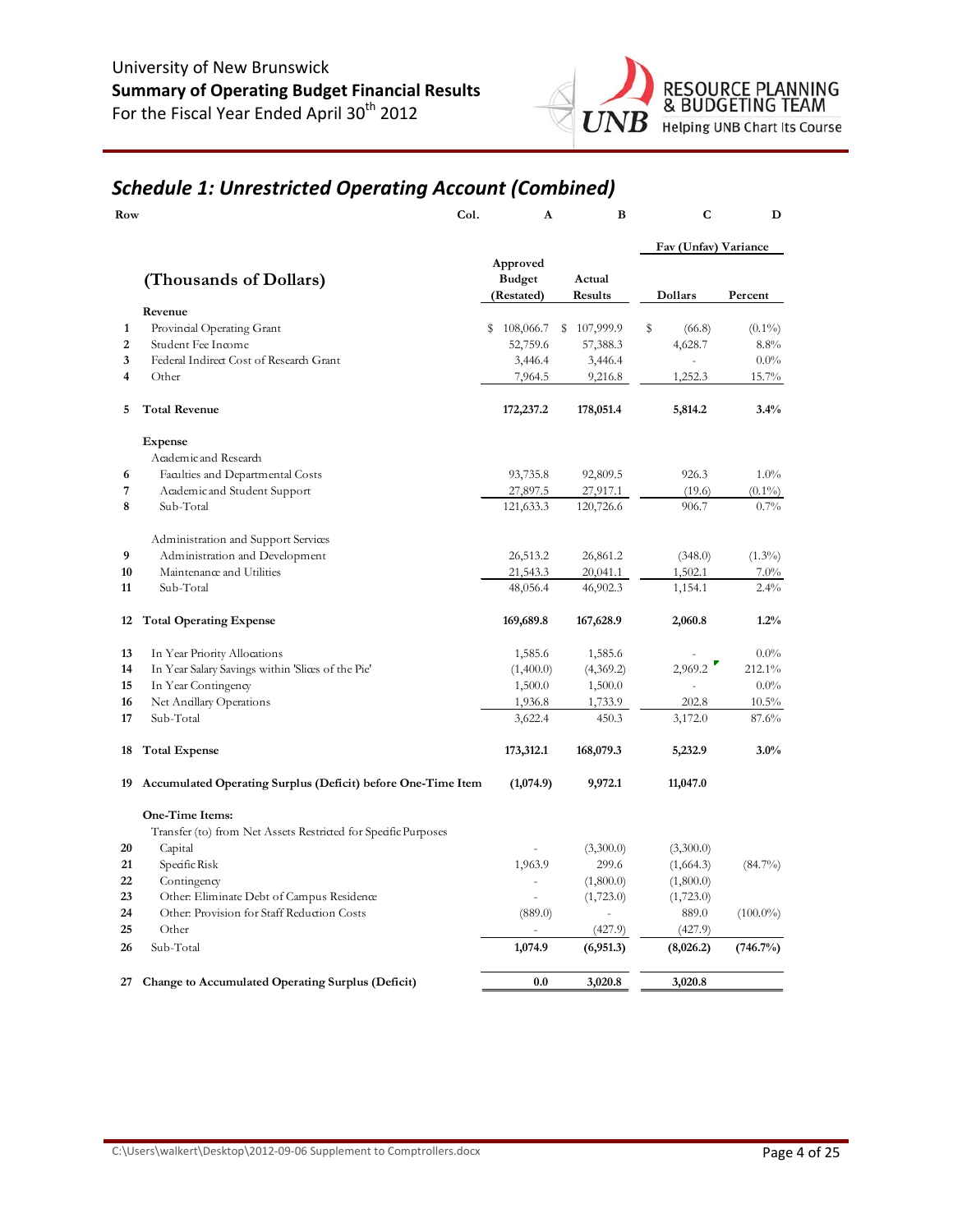University of New Brunswick
**Summary of Operating Budget Financial Results**
For the Fiscal Year Ended April 30th 2012

RESOURCE PLANNING & BUDGETING TEAM
Helping UNB Chart Its Course

## *Schedule 1: Unrestricted Operating Account (Combined)*

| Row | Col. | A | B | C | D |
|---|---|---|---|---|---|
| | | | | Fav (Unfav) Variance | |
| | **(Thousands of Dollars)** | Approved Budget (Restated) | Actual Results | Dollars | Percent |
| | **Revenue** | | | | |
| 1 | Provincial Operating Grant | $ 108,066.7 | $ 107,999.9 | $ (66.8) | (0.1%) |
| 2 | Student Fee Income | 52,759.6 | 57,388.3 | 4,628.7 | 8.8% |
| 3 | Federal Indirect Cost of Research Grant | 3,446.4 | 3,446.4 | - | 0.0% |
| 4 | Other | 7,964.5 | 9,216.8 | 1,252.3 | 15.7% |
| 5 | **Total Revenue** | **172,237.2** | **178,051.4** | **5,814.2** | **3.4%** |
| | **Expense** | | | | |
| | Academic and Research | | | | |
| 6 | Faculties and Departmental Costs | 93,735.8 | 92,809.5 | 926.3 | 1.0% |
| 7 | Academic and Student Support | 27,897.5 | 27,917.1 | (19.6) | (0.1%) |
| 8 | Sub-Total | 121,633.3 | 120,726.6 | 906.7 | 0.7% |
| | Administration and Support Services | | | | |
| 9 | Administration and Development | 26,513.2 | 26,861.2 | (348.0) | (1.3%) |
| 10 | Maintenance and Utilities | 21,543.3 | 20,041.1 | 1,502.1 | 7.0% |
| 11 | Sub-Total | 48,056.4 | 46,902.3 | 1,154.1 | 2.4% |
| 12 | **Total Operating Expense** | **169,689.8** | **167,628.9** | **2,060.8** | **1.2%** |
| 13 | In Year Priority Allocations | 1,585.6 | 1,585.6 | - | 0.0% |
| 14 | In Year Salary Savings within 'Slices of the Pie' | (1,400.0) | (4,369.2) | 2,969.2 | 212.1% |
| 15 | In Year Contingency | 1,500.0 | 1,500.0 | - | 0.0% |
| 16 | Net Ancillary Operations | 1,936.8 | 1,733.9 | 202.8 | 10.5% |
| 17 | Sub-Total | 3,622.4 | 450.3 | 3,172.0 | 87.6% |
| 18 | **Total Expense** | **173,312.1** | **168,079.3** | **5,232.9** | **3.0%** |
| 19 | **Accumulated Operating Surplus (Deficit) before One-Time Item** | **(1,074.9)** | **9,972.1** | **11,047.0** | |
| | **One-Time Items:** | | | | |
| | Transfer (to) from Net Assets Restricted for Specific Purposes | | | | |
| 20 | Capital | - | (3,300.0) | (3,300.0) | |
| 21 | Specific Risk | 1,963.9 | 299.6 | (1,664.3) | (84.7%) |
| 22 | Contingency | - | (1,800.0) | (1,800.0) | |
| 23 | Other: Eliminate Debt of Campus Residence | - | (1,723.0) | (1,723.0) | |
| 24 | Other: Provision for Staff Reduction Costs | (889.0) | - | 889.0 | (100.0%) |
| 25 | Other | - | (427.9) | (427.9) | |
| 26 | Sub-Total | **1,074.9** | **(6,951.3)** | **(8,026.2)** | **(746.7%)** |
| 27 | **Change to Accumulated Operating Surplus (Deficit)** | **0.0** | **3,020.8** | **3,020.8** | |

C:\Users\walkert\Desktop\2012-09-06 Supplement to Comptrollers.docx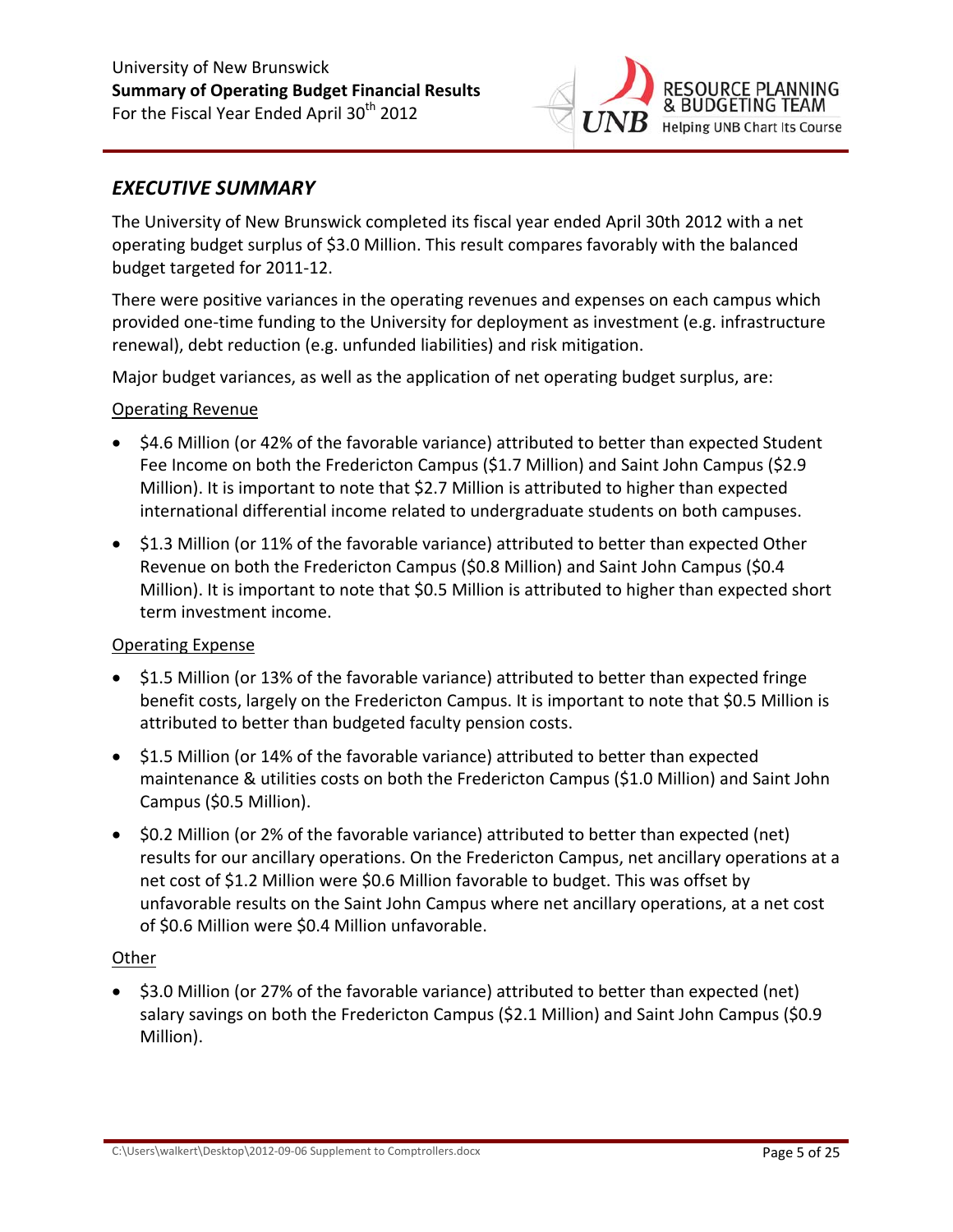University of New Brunswick
**Summary of Operating Budget Financial Results**
For the Fiscal Year Ended April 30th 2012

## *EXECUTIVE SUMMARY*

The University of New Brunswick completed its fiscal year ended April 30th 2012 with a net operating budget surplus of $3.0 Million. This result compares favorably with the balanced budget targeted for 2011-12.

There were positive variances in the operating revenues and expenses on each campus which provided one-time funding to the University for deployment as investment (e.g. infrastructure renewal), debt reduction (e.g. unfunded liabilities) and risk mitigation.

Major budget variances, as well as the application of net operating budget surplus, are:

<u>Operating Revenue</u>

- $4.6 Million (or 42% of the favorable variance) attributed to better than expected Student Fee Income on both the Fredericton Campus ($1.7 Million) and Saint John Campus ($2.9 Million). It is important to note that $2.7 Million is attributed to higher than expected international differential income related to undergraduate students on both campuses.
- $1.3 Million (or 11% of the favorable variance) attributed to better than expected Other Revenue on both the Fredericton Campus ($0.8 Million) and Saint John Campus ($0.4 Million). It is important to note that $0.5 Million is attributed to higher than expected short term investment income.

<u>Operating Expense</u>

- $1.5 Million (or 13% of the favorable variance) attributed to better than expected fringe benefit costs, largely on the Fredericton Campus. It is important to note that $0.5 Million is attributed to better than budgeted faculty pension costs.
- $1.5 Million (or 14% of the favorable variance) attributed to better than expected maintenance & utilities costs on both the Fredericton Campus ($1.0 Million) and Saint John Campus ($0.5 Million).
- $0.2 Million (or 2% of the favorable variance) attributed to better than expected (net) results for our ancillary operations. On the Fredericton Campus, net ancillary operations at a net cost of $1.2 Million were $0.6 Million favorable to budget. This was offset by unfavorable results on the Saint John Campus where net ancillary operations, at a net cost of $0.6 Million were $0.4 Million unfavorable.

<u>Other</u>

- $3.0 Million (or 27% of the favorable variance) attributed to better than expected (net) salary savings on both the Fredericton Campus ($2.1 Million) and Saint John Campus ($0.9 Million).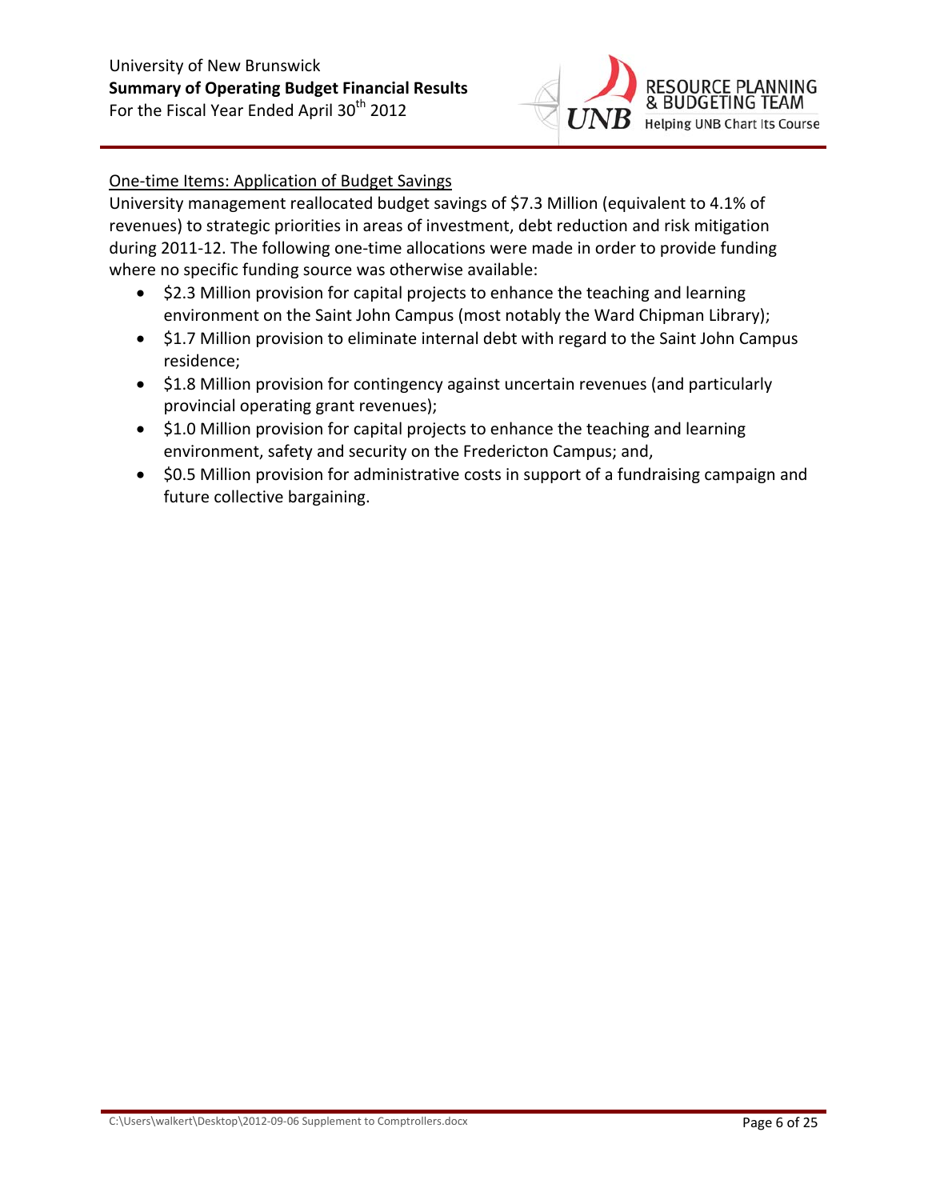One-time Items: Application of Budget Savings

University management reallocated budget savings of $7.3 Million (equivalent to 4.1% of revenues) to strategic priorities in areas of investment, debt reduction and risk mitigation during 2011-12. The following one-time allocations were made in order to provide funding where no specific funding source was otherwise available:

- $2.3 Million provision for capital projects to enhance the teaching and learning environment on the Saint John Campus (most notably the Ward Chipman Library);
- $1.7 Million provision to eliminate internal debt with regard to the Saint John Campus residence;
- $1.8 Million provision for contingency against uncertain revenues (and particularly provincial operating grant revenues);
- $1.0 Million provision for capital projects to enhance the teaching and learning environment, safety and security on the Fredericton Campus; and,
- $0.5 Million provision for administrative costs in support of a fundraising campaign and future collective bargaining.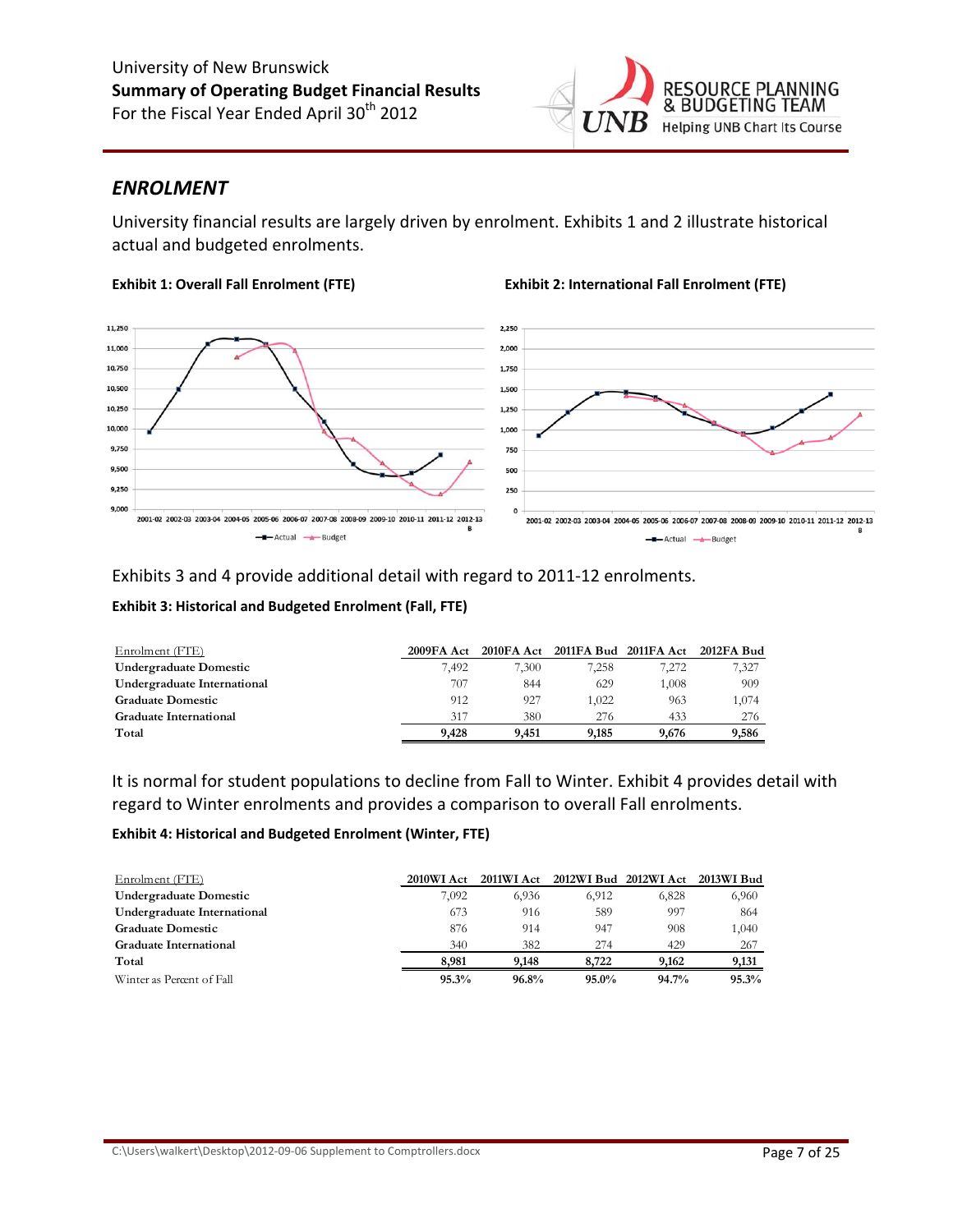## ENROLMENT

University financial results are largely driven by enrolment. Exhibits 1 and 2 illustrate historical actual and budgeted enrolments.

**Exhibit 1: Overall Fall Enrolment (FTE)**

**Exhibit 2: International Fall Enrolment (FTE)**

Exhibits 3 and 4 provide additional detail with regard to 2011-12 enrolments.

**Exhibit 3: Historical and Budgeted Enrolment (Fall, FTE)**

| Enrolment (FTE) | 2009FA Act | 2010FA Act | 2011FA Bud | 2011FA Act | 2012FA Bud |
|---|---|---|---|---|---|
| **Undergraduate Domestic** | 7,492 | 7,300 | 7,258 | 7,272 | 7,327 |
| **Undergraduate International** | 707 | 844 | 629 | 1,008 | 909 |
| **Graduate Domestic** | 912 | 927 | 1,022 | 963 | 1,074 |
| **Graduate International** | 317 | 380 | 276 | 433 | 276 |
| **Total** | **9,428** | **9,451** | **9,185** | **9,676** | **9,586** |

It is normal for student populations to decline from Fall to Winter. Exhibit 4 provides detail with regard to Winter enrolments and provides a comparison to overall Fall enrolments.

**Exhibit 4: Historical and Budgeted Enrolment (Winter, FTE)**

| Enrolment (FTE) | 2010WI Act | 2011WI Act | 2012WI Bud | 2012WI Act | 2013WI Bud |
|---|---|---|---|---|---|
| **Undergraduate Domestic** | 7,092 | 6,936 | 6,912 | 6,828 | 6,960 |
| **Undergraduate International** | 673 | 916 | 589 | 997 | 864 |
| **Graduate Domestic** | 876 | 914 | 947 | 908 | 1,040 |
| **Graduate International** | 340 | 382 | 274 | 429 | 267 |
| **Total** | **8,981** | **9,148** | **8,722** | **9,162** | **9,131** |
| Winter as Percent of Fall | **95.3%** | **96.8%** | **95.0%** | **94.7%** | **95.3%** |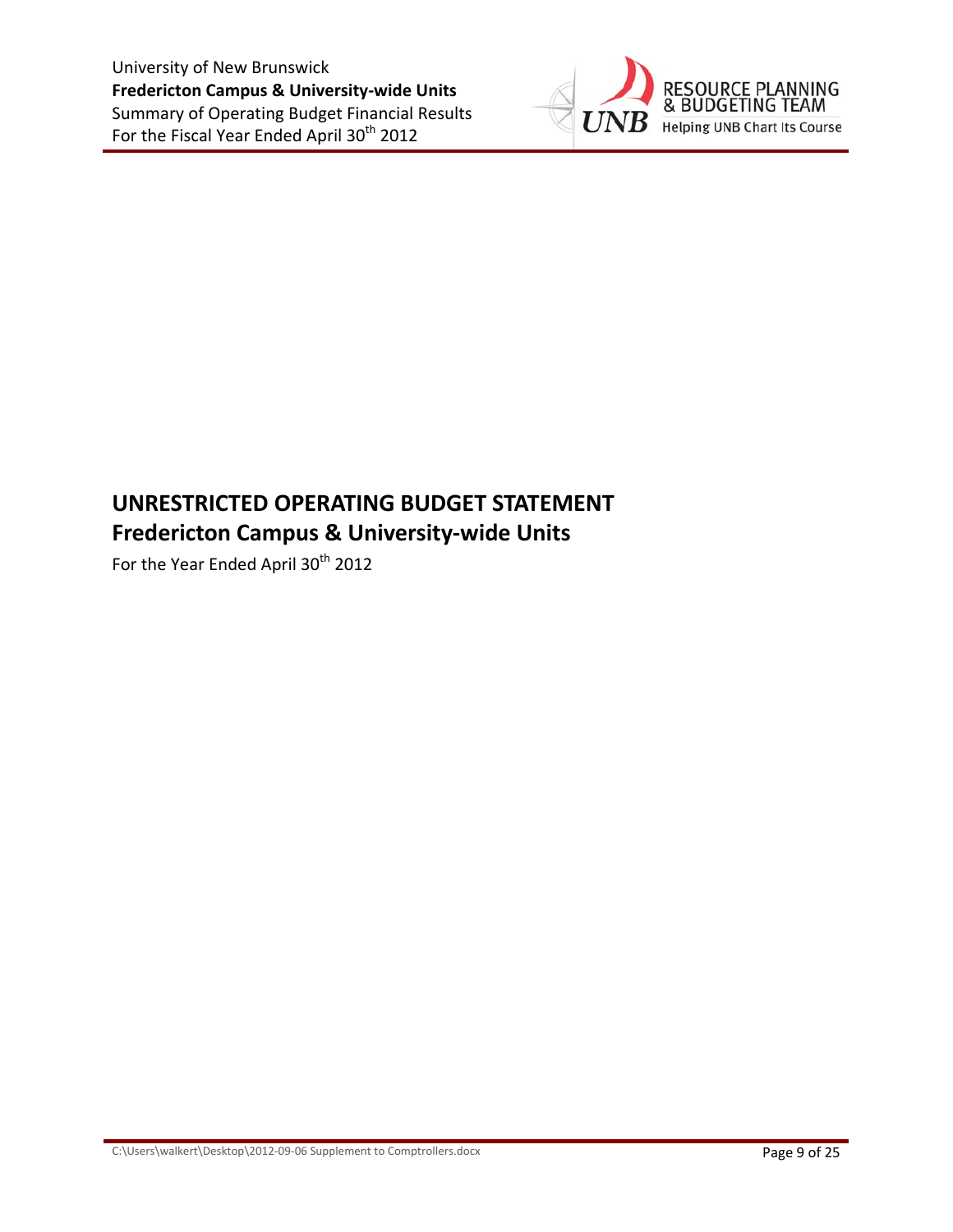# UNRESTRICTED OPERATING BUDGET STATEMENT
## Fredericton Campus & University-wide Units

For the Year Ended April 30th 2012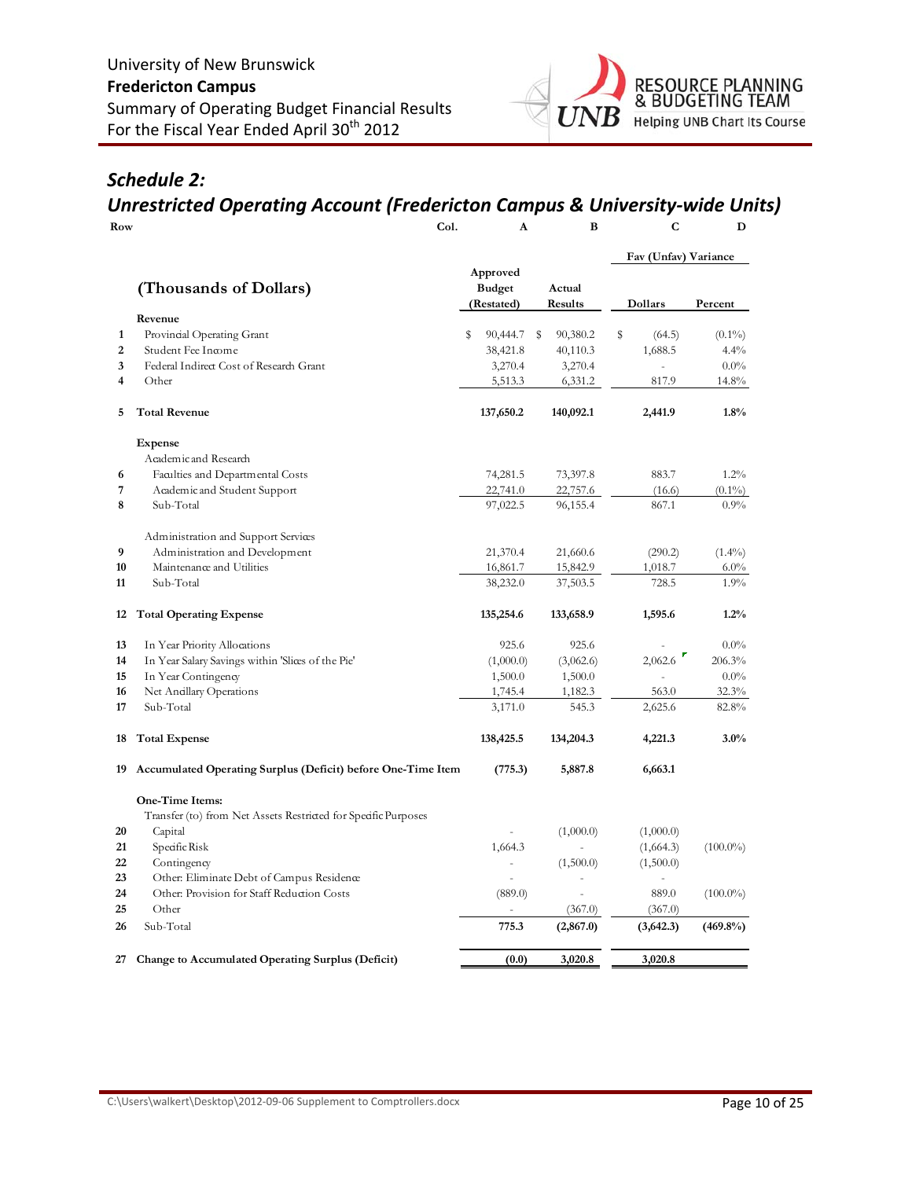University of New Brunswick
**Fredericton Campus**
Summary of Operating Budget Financial Results
For the Fiscal Year Ended April 30th 2012

## *Schedule 2:*
## *Unrestricted Operating Account (Fredericton Campus & University-wide Units)*

| Row | Col. | A | B | C | D |
|---|---|---|---|---|---|
| | | | | Fav (Unfav) Variance | |
| | **(Thousands of Dollars)** | Approved Budget (Restated) | Actual Results | Dollars | Percent |
| | **Revenue** | | | | |
| 1 | Provincial Operating Grant | $ 90,444.7 | $ 90,380.2 | $ (64.5) | (0.1%) |
| 2 | Student Fee Income | 38,421.8 | 40,110.3 | 1,688.5 | 4.4% |
| 3 | Federal Indirect Cost of Research Grant | 3,270.4 | 3,270.4 | - | 0.0% |
| 4 | Other | 5,513.3 | 6,331.2 | 817.9 | 14.8% |
| 5 | **Total Revenue** | **137,650.2** | **140,092.1** | **2,441.9** | **1.8%** |
| | **Expense** | | | | |
| | Academic and Research | | | | |
| 6 | Faculties and Departmental Costs | 74,281.5 | 73,397.8 | 883.7 | 1.2% |
| 7 | Academic and Student Support | 22,741.0 | 22,757.6 | (16.6) | (0.1%) |
| 8 | Sub-Total | 97,022.5 | 96,155.4 | 867.1 | 0.9% |
| | Administration and Support Services | | | | |
| 9 | Administration and Development | 21,370.4 | 21,660.6 | (290.2) | (1.4%) |
| 10 | Maintenance and Utilities | 16,861.7 | 15,842.9 | 1,018.7 | 6.0% |
| 11 | Sub-Total | 38,232.0 | 37,503.5 | 728.5 | 1.9% |
| 12 | **Total Operating Expense** | **135,254.6** | **133,658.9** | **1,595.6** | **1.2%** |
| 13 | In Year Priority Allocations | 925.6 | 925.6 | - | 0.0% |
| 14 | In Year Salary Savings within 'Slices of the Pie' | (1,000.0) | (3,062.6) | 2,062.6 | 206.3% |
| 15 | In Year Contingency | 1,500.0 | 1,500.0 | - | 0.0% |
| 16 | Net Ancillary Operations | 1,745.4 | 1,182.3 | 563.0 | 32.3% |
| 17 | Sub-Total | 3,171.0 | 545.3 | 2,625.6 | 82.8% |
| 18 | **Total Expense** | **138,425.5** | **134,204.3** | **4,221.3** | **3.0%** |
| 19 | **Accumulated Operating Surplus (Deficit) before One-Time Item** | **(775.3)** | **5,887.8** | **6,663.1** | |
| | **One-Time Items:** | | | | |
| | Transfer (to) from Net Assets Restricted for Specific Purposes | | | | |
| 20 | Capital | - | (1,000.0) | (1,000.0) | |
| 21 | Specific Risk | 1,664.3 | - | (1,664.3) | (100.0%) |
| 22 | Contingency | - | (1,500.0) | (1,500.0) | |
| 23 | Other: Eliminate Debt of Campus Residence | - | - | - | |
| 24 | Other: Provision for Staff Reduction Costs | (889.0) | - | 889.0 | (100.0%) |
| 25 | Other | - | (367.0) | (367.0) | |
| 26 | Sub-Total | **775.3** | **(2,867.0)** | **(3,642.3)** | **(469.8%)** |
| 27 | **Change to Accumulated Operating Surplus (Deficit)** | **(0.0)** | **3,020.8** | **3,020.8** | |

C:\Users\walkert\Desktop\2012-09-06 Supplement to Comptrollers.docx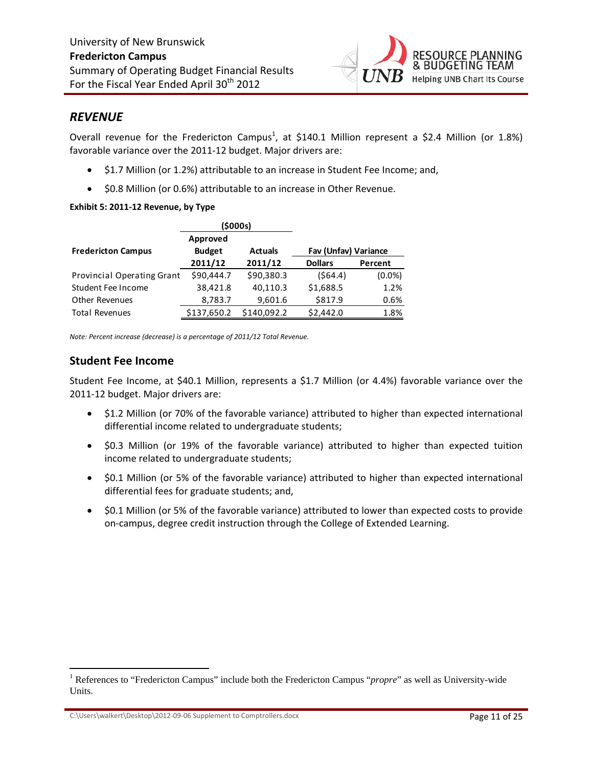## REVENUE

Overall revenue for the Fredericton Campus[1], at $140.1 Million represent a $2.4 Million (or 1.8%) favorable variance over the 2011-12 budget. Major drivers are:

- $1.7 Million (or 1.2%) attributable to an increase in Student Fee Income; and,
- $0.8 Million (or 0.6%) attributable to an increase in Other Revenue.

**Exhibit 5: 2011-12 Revenue, by Type**

| | ($000s) | | | |
|---|---|---|---|---|
| **Fredericton Campus** | **Approved Budget 2011/12** | **Actuals 2011/12** | **Fav (Unfav) Variance Dollars** | **Fav (Unfav) Variance Percent** |
| Provincial Operating Grant | $90,444.7 | $90,380.3 | ($64.4) | (0.0%) |
| Student Fee Income | 38,421.8 | 40,110.3 | $1,688.5 | 1.2% |
| Other Revenues | 8,783.7 | 9,601.6 | $817.9 | 0.6% |
| Total Revenues | $137,650.2 | $140,092.2 | $2,442.0 | 1.8% |

*Note: Percent increase (decrease) is a percentage of 2011/12 Total Revenue.*

### Student Fee Income

Student Fee Income, at $40.1 Million, represents a $1.7 Million (or 4.4%) favorable variance over the 2011-12 budget. Major drivers are:

- $1.2 Million (or 70% of the favorable variance) attributed to higher than expected international differential income related to undergraduate students;
- $0.3 Million (or 19% of the favorable variance) attributed to higher than expected tuition income related to undergraduate students;
- $0.1 Million (or 5% of the favorable variance) attributed to higher than expected international differential fees for graduate students; and,
- $0.1 Million (or 5% of the favorable variance) attributed to lower than expected costs to provide on-campus, degree credit instruction through the College of Extended Learning.

[1] References to "Fredericton Campus" include both the Fredericton Campus "*propre*" as well as University-wide Units.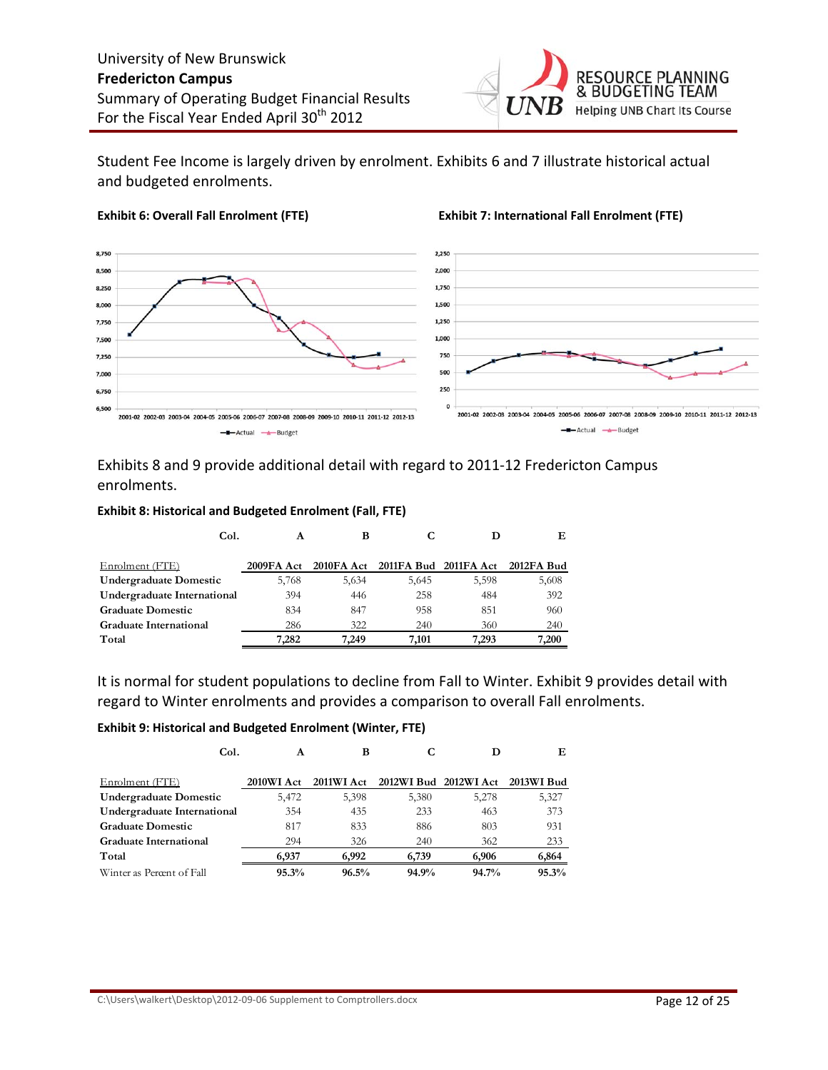Student Fee Income is largely driven by enrolment. Exhibits 6 and 7 illustrate historical actual and budgeted enrolments.

**Exhibit 6: Overall Fall Enrolment (FTE)**

**Exhibit 7: International Fall Enrolment (FTE)**

Exhibits 8 and 9 provide additional detail with regard to 2011-12 Fredericton Campus enrolments.

**Exhibit 8: Historical and Budgeted Enrolment (Fall, FTE)**

| Col. | A | B | C | D | E |
|---|---|---|---|---|---|
| Enrolment (FTE) | 2009FA Act | 2010FA Act | 2011FA Bud | 2011FA Act | 2012FA Bud |
| **Undergraduate Domestic** | 5,768 | 5,634 | 5,645 | 5,598 | 5,608 |
| **Undergraduate International** | 394 | 446 | 258 | 484 | 392 |
| **Graduate Domestic** | 834 | 847 | 958 | 851 | 960 |
| **Graduate International** | 286 | 322 | 240 | 360 | 240 |
| **Total** | **7,282** | **7,249** | **7,101** | **7,293** | **7,200** |

It is normal for student populations to decline from Fall to Winter. Exhibit 9 provides detail with regard to Winter enrolments and provides a comparison to overall Fall enrolments.

**Exhibit 9: Historical and Budgeted Enrolment (Winter, FTE)**

| Col. | A | B | C | D | E |
|---|---|---|---|---|---|
| Enrolment (FTE) | 2010WI Act | 2011WI Act | 2012WI Bud | 2012WI Act | 2013WI Bud |
| **Undergraduate Domestic** | 5,472 | 5,398 | 5,380 | 5,278 | 5,327 |
| **Undergraduate International** | 354 | 435 | 233 | 463 | 373 |
| **Graduate Domestic** | 817 | 833 | 886 | 803 | 931 |
| **Graduate International** | 294 | 326 | 240 | 362 | 233 |
| **Total** | **6,937** | **6,992** | **6,739** | **6,906** | **6,864** |
| Winter as Percent of Fall | **95.3%** | **96.5%** | **94.9%** | **94.7%** | **95.3%** |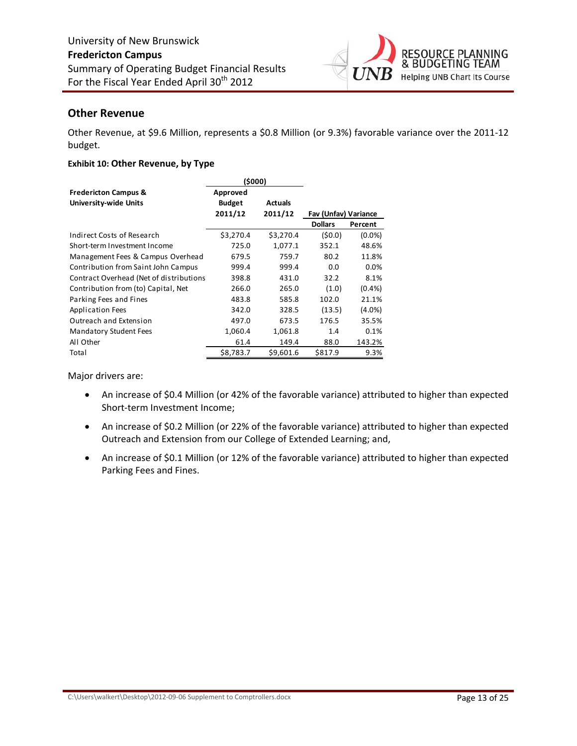## Other Revenue

Other Revenue, at $9.6 Million, represents a $0.8 Million (or 9.3%) favorable variance over the 2011-12 budget.

#### Exhibit 10: Other Revenue, by Type

| Fredericton Campus & University-wide Units | ($000) Approved Budget 2011/12 | Actuals 2011/12 | Fav (Unfav) Variance | |
|---|---|---|---|---|
| | | | Dollars | Percent |
| Indirect Costs of Research | $3,270.4 | $3,270.4 | ($0.0) | (0.0%) |
| Short-term Investment Income | 725.0 | 1,077.1 | 352.1 | 48.6% |
| Management Fees & Campus Overhead | 679.5 | 759.7 | 80.2 | 11.8% |
| Contribution from Saint John Campus | 999.4 | 999.4 | 0.0 | 0.0% |
| Contract Overhead (Net of distributions | 398.8 | 431.0 | 32.2 | 8.1% |
| Contribution from (to) Capital, Net | 266.0 | 265.0 | (1.0) | (0.4%) |
| Parking Fees and Fines | 483.8 | 585.8 | 102.0 | 21.1% |
| Application Fees | 342.0 | 328.5 | (13.5) | (4.0%) |
| Outreach and Extension | 497.0 | 673.5 | 176.5 | 35.5% |
| Mandatory Student Fees | 1,060.4 | 1,061.8 | 1.4 | 0.1% |
| All Other | 61.4 | 149.4 | 88.0 | 143.2% |
| Total | $8,783.7 | $9,601.6 | $817.9 | 9.3% |

Major drivers are:

- An increase of $0.4 Million (or 42% of the favorable variance) attributed to higher than expected Short-term Investment Income;
- An increase of $0.2 Million (or 22% of the favorable variance) attributed to higher than expected Outreach and Extension from our College of Extended Learning; and,
- An increase of $0.1 Million (or 12% of the favorable variance) attributed to higher than expected Parking Fees and Fines.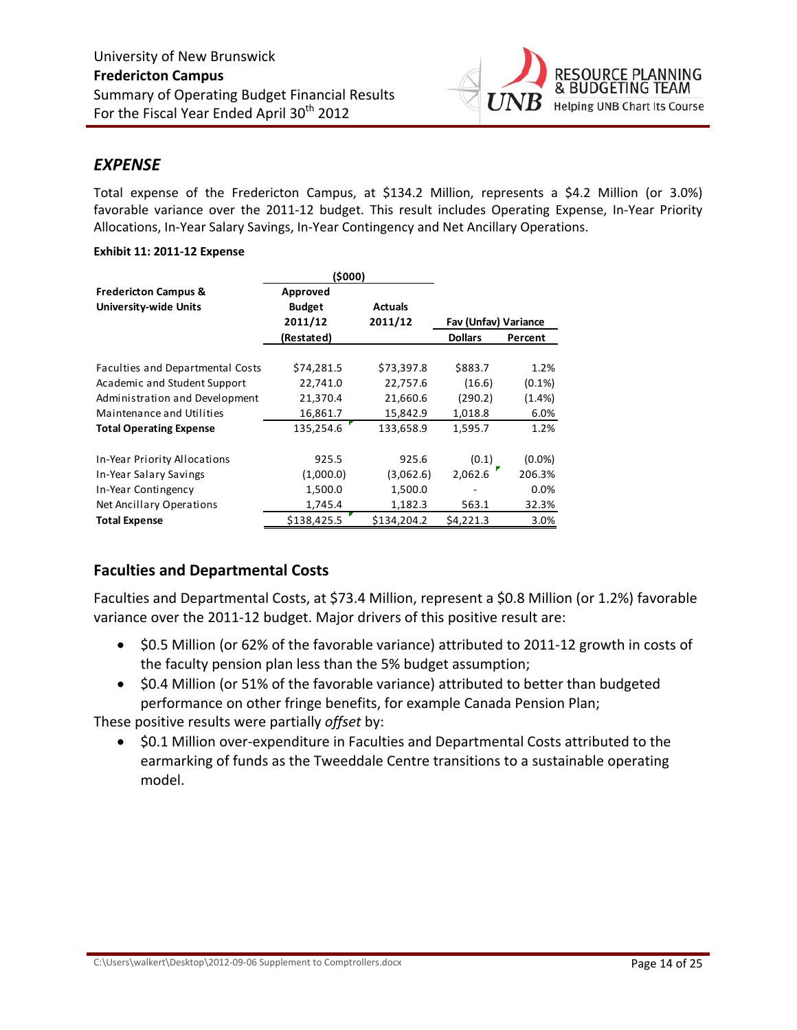## *EXPENSE*

Total expense of the Fredericton Campus, at $134.2 Million, represents a $4.2 Million (or 3.0%) favorable variance over the 2011-12 budget. This result includes Operating Expense, In-Year Priority Allocations, In-Year Salary Savings, In-Year Contingency and Net Ancillary Operations.

**Exhibit 11: 2011-12 Expense**

| | ($000) | | | |
|---|---|---|---|---|
| **Fredericton Campus & University-wide Units** | **Approved Budget 2011/12 (Restated)** | **Actuals 2011/12** | **Fav (Unfav) Variance** | |
| | | | **Dollars** | **Percent** |
| Faculties and Departmental Costs | $74,281.5 | $73,397.8 | $883.7 | 1.2% |
| Academic and Student Support | 22,741.0 | 22,757.6 | (16.6) | (0.1%) |
| Administration and Development | 21,370.4 | 21,660.6 | (290.2) | (1.4%) |
| Maintenance and Utilities | 16,861.7 | 15,842.9 | 1,018.8 | 6.0% |
| **Total Operating Expense** | 135,254.6 | 133,658.9 | 1,595.7 | 1.2% |
| In-Year Priority Allocations | 925.5 | 925.6 | (0.1) | (0.0%) |
| In-Year Salary Savings | (1,000.0) | (3,062.6) | 2,062.6 | 206.3% |
| In-Year Contingency | 1,500.0 | 1,500.0 | - | 0.0% |
| Net Ancillary Operations | 1,745.4 | 1,182.3 | 563.1 | 32.3% |
| **Total Expense** | $138,425.5 | $134,204.2 | $4,221.3 | 3.0% |

### Faculties and Departmental Costs

Faculties and Departmental Costs, at $73.4 Million, represent a $0.8 Million (or 1.2%) favorable variance over the 2011-12 budget. Major drivers of this positive result are:

- $0.5 Million (or 62% of the favorable variance) attributed to 2011-12 growth in costs of the faculty pension plan less than the 5% budget assumption;
- $0.4 Million (or 51% of the favorable variance) attributed to better than budgeted performance on other fringe benefits, for example Canada Pension Plan;

These positive results were partially *offset* by:

- $0.1 Million over-expenditure in Faculties and Departmental Costs attributed to the earmarking of funds as the Tweeddale Centre transitions to a sustainable operating model.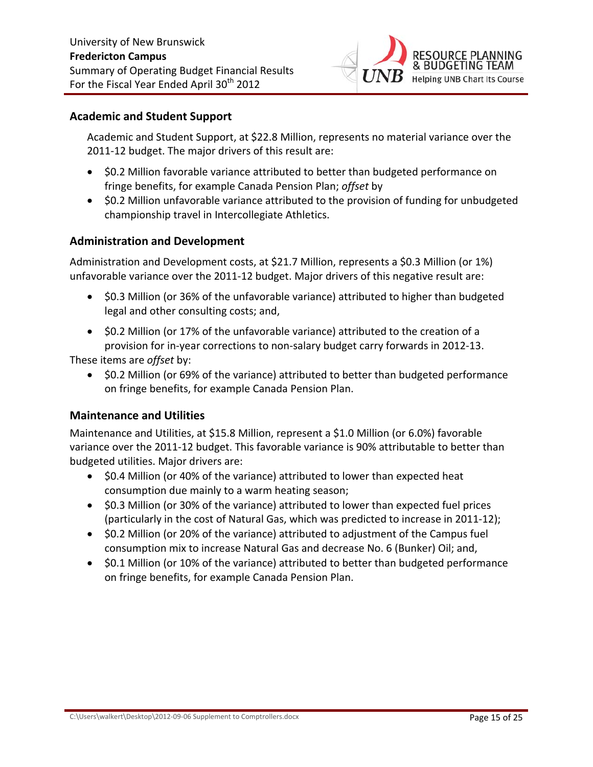## Academic and Student Support

Academic and Student Support, at $22.8 Million, represents no material variance over the 2011-12 budget. The major drivers of this result are:

- $0.2 Million favorable variance attributed to better than budgeted performance on fringe benefits, for example Canada Pension Plan; *offset* by
- $0.2 Million unfavorable variance attributed to the provision of funding for unbudgeted championship travel in Intercollegiate Athletics.

## Administration and Development

Administration and Development costs, at $21.7 Million, represents a $0.3 Million (or 1%) unfavorable variance over the 2011-12 budget. Major drivers of this negative result are:

- $0.3 Million (or 36% of the unfavorable variance) attributed to higher than budgeted legal and other consulting costs; and,
- $0.2 Million (or 17% of the unfavorable variance) attributed to the creation of a provision for in-year corrections to non-salary budget carry forwards in 2012-13.

These items are *offset* by:

- $0.2 Million (or 69% of the variance) attributed to better than budgeted performance on fringe benefits, for example Canada Pension Plan.

## Maintenance and Utilities

Maintenance and Utilities, at $15.8 Million, represent a $1.0 Million (or 6.0%) favorable variance over the 2011-12 budget. This favorable variance is 90% attributable to better than budgeted utilities. Major drivers are:

- $0.4 Million (or 40% of the variance) attributed to lower than expected heat consumption due mainly to a warm heating season;
- $0.3 Million (or 30% of the variance) attributed to lower than expected fuel prices (particularly in the cost of Natural Gas, which was predicted to increase in 2011-12);
- $0.2 Million (or 20% of the variance) attributed to adjustment of the Campus fuel consumption mix to increase Natural Gas and decrease No. 6 (Bunker) Oil; and,
- $0.1 Million (or 10% of the variance) attributed to better than budgeted performance on fringe benefits, for example Canada Pension Plan.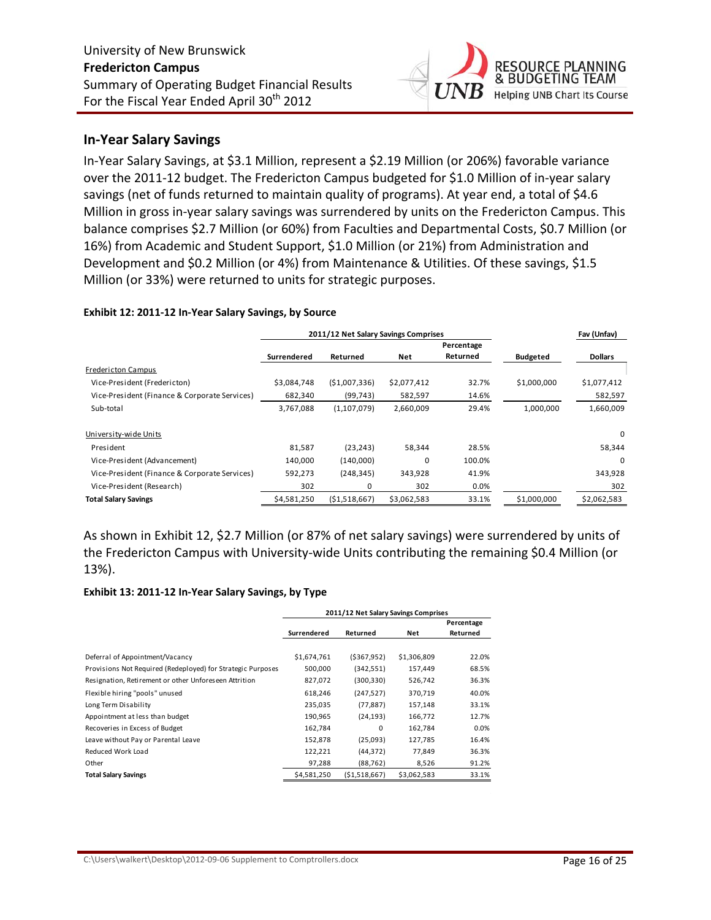## In-Year Salary Savings

In-Year Salary Savings, at $3.1 Million, represent a $2.19 Million (or 206%) favorable variance over the 2011-12 budget. The Fredericton Campus budgeted for $1.0 Million of in-year salary savings (net of funds returned to maintain quality of programs). At year end, a total of $4.6 Million in gross in-year salary savings was surrendered by units on the Fredericton Campus. This balance comprises $2.7 Million (or 60%) from Faculties and Departmental Costs, $0.7 Million (or 16%) from Academic and Student Support, $1.0 Million (or 21%) from Administration and Development and $0.2 Million (or 4%) from Maintenance & Utilities. Of these savings, $1.5 Million (or 33%) were returned to units for strategic purposes.

**Exhibit 12: 2011-12 In-Year Salary Savings, by Source**

| | 2011/12 Net Salary Savings Comprises | | | | | Fav (Unfav) |
|---|---|---|---|---|---|---|
| | Surrendered | Returned | Net | Percentage Returned | Budgeted | Dollars |
| Fredericton Campus | | | | | | |
| Vice-President (Fredericton) | $3,084,748 | ($1,007,336) | $2,077,412 | 32.7% | $1,000,000 | $1,077,412 |
| Vice-President (Finance & Corporate Services) | 682,340 | (99,743) | 582,597 | 14.6% | | 582,597 |
| Sub-total | 3,767,088 | (1,107,079) | 2,660,009 | 29.4% | 1,000,000 | 1,660,009 |
| University-wide Units | | | | | | 0 |
| President | 81,587 | (23,243) | 58,344 | 28.5% | | 58,344 |
| Vice-President (Advancement) | 140,000 | (140,000) | 0 | 100.0% | | 0 |
| Vice-President (Finance & Corporate Services) | 592,273 | (248,345) | 343,928 | 41.9% | | 343,928 |
| Vice-President (Research) | 302 | 0 | 302 | 0.0% | | 302 |
| **Total Salary Savings** | $4,581,250 | ($1,518,667) | $3,062,583 | 33.1% | $1,000,000 | $2,062,583 |

As shown in Exhibit 12, $2.7 Million (or 87% of net salary savings) were surrendered by units of the Fredericton Campus with University-wide Units contributing the remaining $0.4 Million (or 13%).

**Exhibit 13: 2011-12 In-Year Salary Savings, by Type**

| | 2011/12 Net Salary Savings Comprises | | | |
|---|---|---|---|---|
| | Surrendered | Returned | Net | Percentage Returned |
| Deferral of Appointment/Vacancy | $1,674,761 | ($367,952) | $1,306,809 | 22.0% |
| Provisions Not Required (Redeployed) for Strategic Purposes | 500,000 | (342,551) | 157,449 | 68.5% |
| Resignation, Retirement or other Unforeseen Attrition | 827,072 | (300,330) | 526,742 | 36.3% |
| Flexible hiring "pools" unused | 618,246 | (247,527) | 370,719 | 40.0% |
| Long Term Disability | 235,035 | (77,887) | 157,148 | 33.1% |
| Appointment at less than budget | 190,965 | (24,193) | 166,772 | 12.7% |
| Recoveries in Excess of Budget | 162,784 | 0 | 162,784 | 0.0% |
| Leave without Pay or Parental Leave | 152,878 | (25,093) | 127,785 | 16.4% |
| Reduced Work Load | 122,221 | (44,372) | 77,849 | 36.3% |
| Other | 97,288 | (88,762) | 8,526 | 91.2% |
| **Total Salary Savings** | $4,581,250 | ($1,518,667) | $3,062,583 | 33.1% |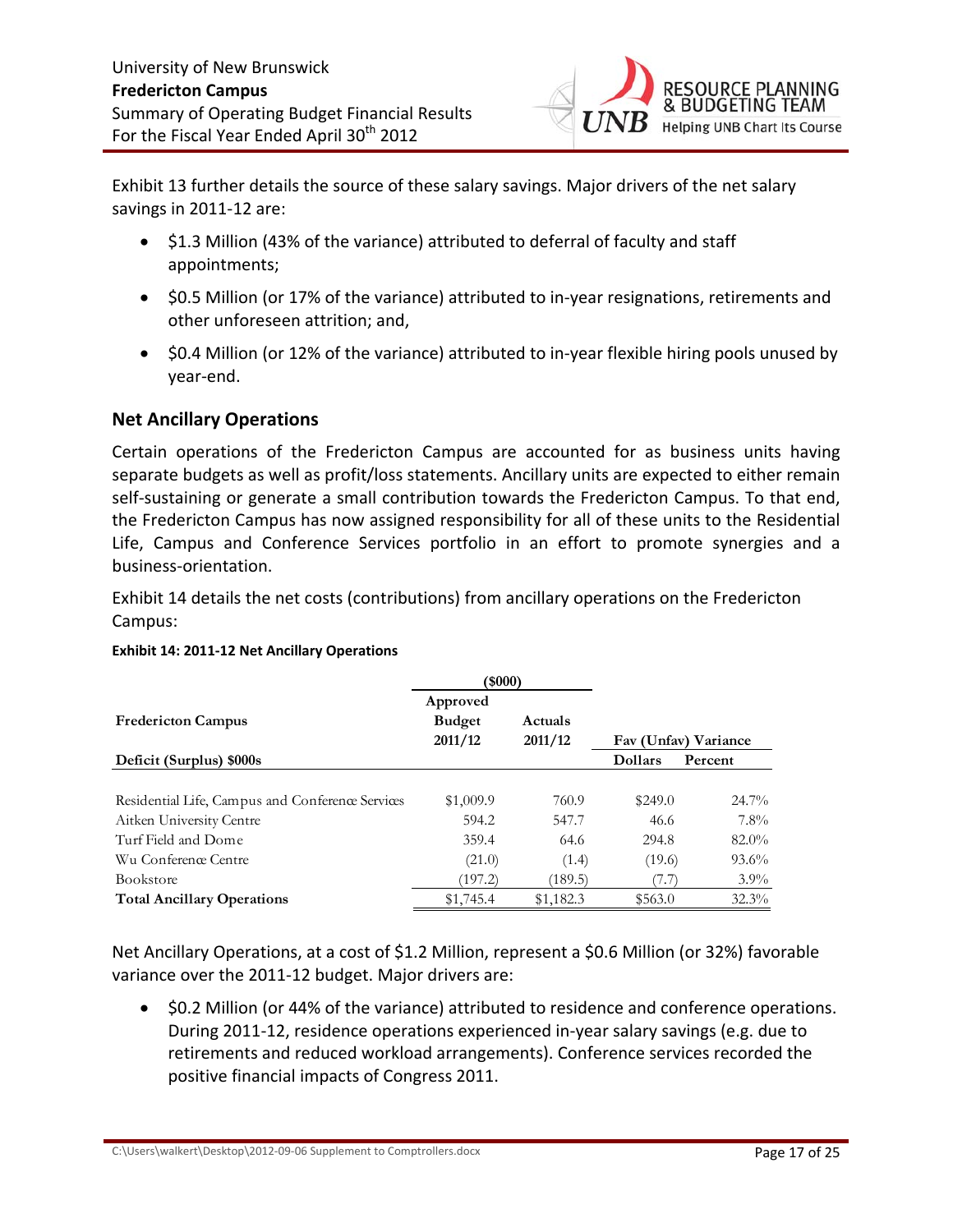Exhibit 13 further details the source of these salary savings. Major drivers of the net salary savings in 2011-12 are:

- $1.3 Million (43% of the variance) attributed to deferral of faculty and staff appointments;
- $0.5 Million (or 17% of the variance) attributed to in-year resignations, retirements and other unforeseen attrition; and,
- $0.4 Million (or 12% of the variance) attributed to in-year flexible hiring pools unused by year-end.

## Net Ancillary Operations

Certain operations of the Fredericton Campus are accounted for as business units having separate budgets as well as profit/loss statements. Ancillary units are expected to either remain self-sustaining or generate a small contribution towards the Fredericton Campus. To that end, the Fredericton Campus has now assigned responsibility for all of these units to the Residential Life, Campus and Conference Services portfolio in an effort to promote synergies and a business-orientation.

Exhibit 14 details the net costs (contributions) from ancillary operations on the Fredericton Campus:

**Exhibit 14: 2011-12 Net Ancillary Operations**

| | ($000) | | | |
|---|---|---|---|---|
| **Fredericton Campus** | **Approved Budget 2011/12** | **Actuals 2011/12** | **Fav (Unfav) Variance** | |
| **Deficit (Surplus) $000s** | | | **Dollars** | **Percent** |
| Residential Life, Campus and Conference Services | $1,009.9 | 760.9 | $249.0 | 24.7% |
| Aitken University Centre | 594.2 | 547.7 | 46.6 | 7.8% |
| Turf Field and Dome | 359.4 | 64.6 | 294.8 | 82.0% |
| Wu Conference Centre | (21.0) | (1.4) | (19.6) | 93.6% |
| Bookstore | (197.2) | (189.5) | (7.7) | 3.9% |
| **Total Ancillary Operations** | $1,745.4 | $1,182.3 | $563.0 | 32.3% |

Net Ancillary Operations, at a cost of $1.2 Million, represent a $0.6 Million (or 32%) favorable variance over the 2011-12 budget. Major drivers are:

- $0.2 Million (or 44% of the variance) attributed to residence and conference operations. During 2011-12, residence operations experienced in-year salary savings (e.g. due to retirements and reduced workload arrangements). Conference services recorded the positive financial impacts of Congress 2011.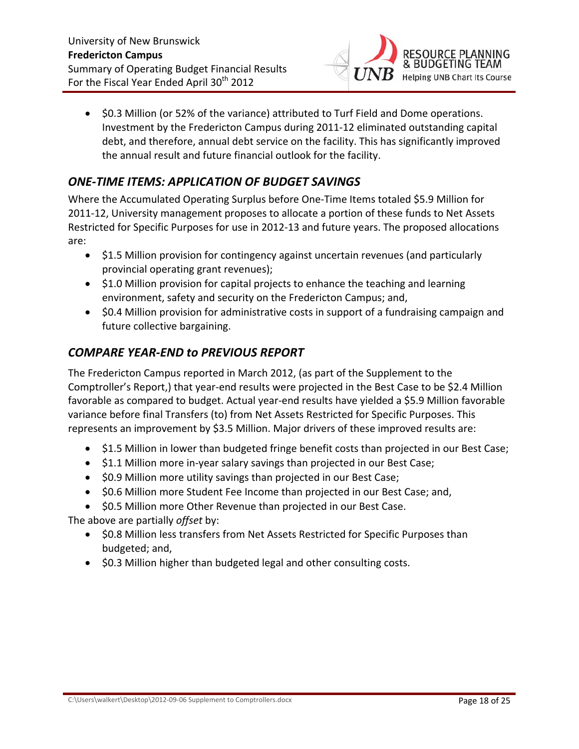- $0.3 Million (or 52% of the variance) attributed to Turf Field and Dome operations. Investment by the Fredericton Campus during 2011-12 eliminated outstanding capital debt, and therefore, annual debt service on the facility. This has significantly improved the annual result and future financial outlook for the facility.

## *ONE-TIME ITEMS: APPLICATION OF BUDGET SAVINGS*

Where the Accumulated Operating Surplus before One-Time Items totaled $5.9 Million for 2011-12, University management proposes to allocate a portion of these funds to Net Assets Restricted for Specific Purposes for use in 2012-13 and future years. The proposed allocations are:

- $1.5 Million provision for contingency against uncertain revenues (and particularly provincial operating grant revenues);
- $1.0 Million provision for capital projects to enhance the teaching and learning environment, safety and security on the Fredericton Campus; and,
- $0.4 Million provision for administrative costs in support of a fundraising campaign and future collective bargaining.

## *COMPARE YEAR-END to PREVIOUS REPORT*

The Fredericton Campus reported in March 2012, (as part of the Supplement to the Comptroller's Report,) that year-end results were projected in the Best Case to be $2.4 Million favorable as compared to budget. Actual year-end results have yielded a $5.9 Million favorable variance before final Transfers (to) from Net Assets Restricted for Specific Purposes. This represents an improvement by $3.5 Million. Major drivers of these improved results are:

- $1.5 Million in lower than budgeted fringe benefit costs than projected in our Best Case;
- $1.1 Million more in-year salary savings than projected in our Best Case;
- $0.9 Million more utility savings than projected in our Best Case;
- $0.6 Million more Student Fee Income than projected in our Best Case; and,
- $0.5 Million more Other Revenue than projected in our Best Case.

The above are partially *offset* by:

- $0.8 Million less transfers from Net Assets Restricted for Specific Purposes than budgeted; and,
- $0.3 Million higher than budgeted legal and other consulting costs.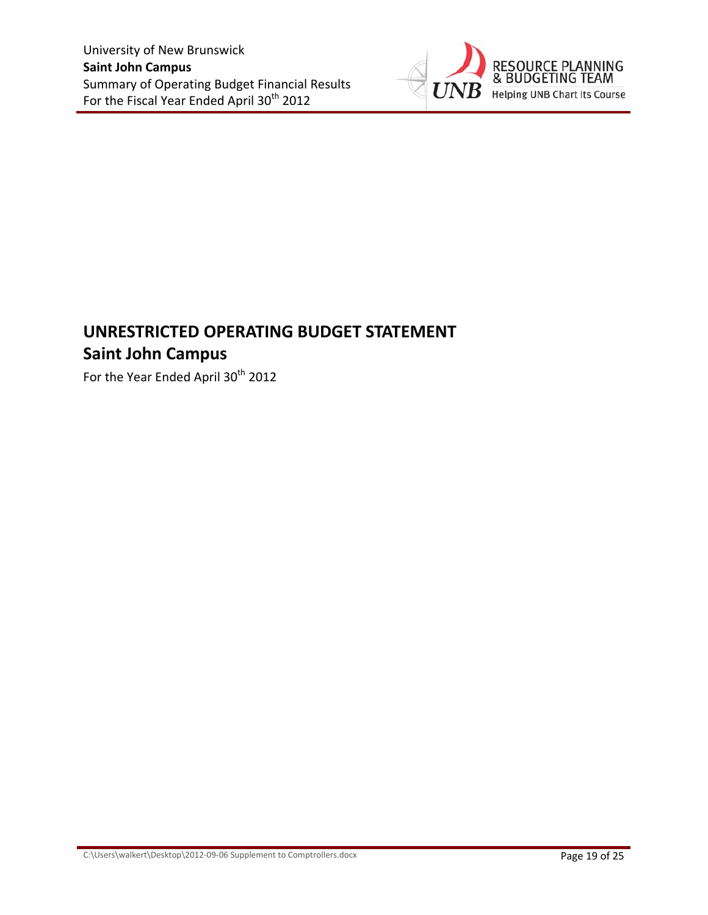# UNRESTRICTED OPERATING BUDGET STATEMENT

## Saint John Campus

For the Year Ended April 30th 2012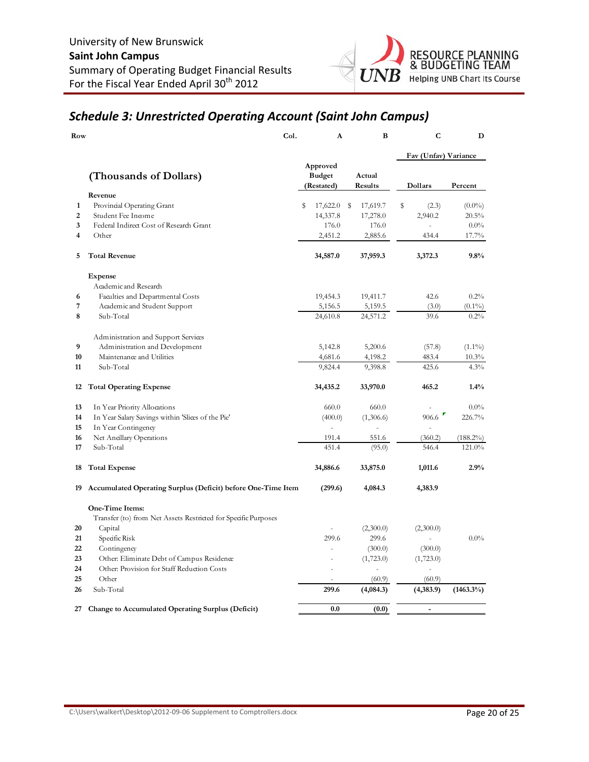University of New Brunswick
**Saint John Campus**
Summary of Operating Budget Financial Results
For the Fiscal Year Ended April 30th 2012

## *Schedule 3: Unrestricted Operating Account (Saint John Campus)*

| Row | Col. | A | B | C | D |
|---|---|---|---|---|---|
| | | | | Fav (Unfav) Variance | |
| | **(Thousands of Dollars)** | **Approved Budget (Restated)** | **Actual Results** | **Dollars** | **Percent** |
| | **Revenue** | | | | |
| 1 | Provincial Operating Grant | $ 17,622.0 | $ 17,619.7 | $ (2.3) | (0.0%) |
| 2 | Student Fee Income | 14,337.8 | 17,278.0 | 2,940.2 | 20.5% |
| 3 | Federal Indirect Cost of Research Grant | 176.0 | 176.0 | - | 0.0% |
| 4 | Other | 2,451.2 | 2,885.6 | 434.4 | 17.7% |
| 5 | **Total Revenue** | **34,587.0** | **37,959.3** | **3,372.3** | **9.8%** |
| | **Expense** | | | | |
| | Academic and Research | | | | |
| 6 | Faculties and Departmental Costs | 19,454.3 | 19,411.7 | 42.6 | 0.2% |
| 7 | Academic and Student Support | 5,156.5 | 5,159.5 | (3.0) | (0.1%) |
| 8 | Sub-Total | 24,610.8 | 24,571.2 | 39.6 | 0.2% |
| | Administration and Support Services | | | | |
| 9 | Administration and Development | 5,142.8 | 5,200.6 | (57.8) | (1.1%) |
| 10 | Maintenance and Utilities | 4,681.6 | 4,198.2 | 483.4 | 10.3% |
| 11 | Sub-Total | 9,824.4 | 9,398.8 | 425.6 | 4.3% |
| 12 | **Total Operating Expense** | **34,435.2** | **33,970.0** | **465.2** | **1.4%** |
| 13 | In Year Priority Allocations | 660.0 | 660.0 | - | 0.0% |
| 14 | In Year Salary Savings within 'Slices of the Pie' | (400.0) | (1,306.6) | 906.6 | 226.7% |
| 15 | In Year Contingency | - | - | - | |
| 16 | Net Ancillary Operations | 191.4 | 551.6 | (360.2) | (188.2%) |
| 17 | Sub-Total | 451.4 | (95.0) | 546.4 | 121.0% |
| 18 | **Total Expense** | **34,886.6** | **33,875.0** | **1,011.6** | **2.9%** |
| 19 | **Accumulated Operating Surplus (Deficit) before One-Time Item** | **(299.6)** | **4,084.3** | **4,383.9** | |
| | **One-Time Items:** | | | | |
| | Transfer (to) from Net Assets Restricted for Specific Purposes | | | | |
| 20 | Capital | - | (2,300.0) | (2,300.0) | |
| 21 | Specific Risk | 299.6 | 299.6 | - | 0.0% |
| 22 | Contingency | - | (300.0) | (300.0) | |
| 23 | Other: Eliminate Debt of Campus Residence | - | (1,723.0) | (1,723.0) | |
| 24 | Other: Provision for Staff Reduction Costs | - | - | - | |
| 25 | Other | - | (60.9) | (60.9) | |
| 26 | Sub-Total | **299.6** | **(4,084.3)** | **(4,383.9)** | **(1463.3%)** |
| 27 | **Change to Accumulated Operating Surplus (Deficit)** | **0.0** | **(0.0)** | **-** | |

C:\Users\walkert\Desktop\2012-09-06 Supplement to Comptrollers.docx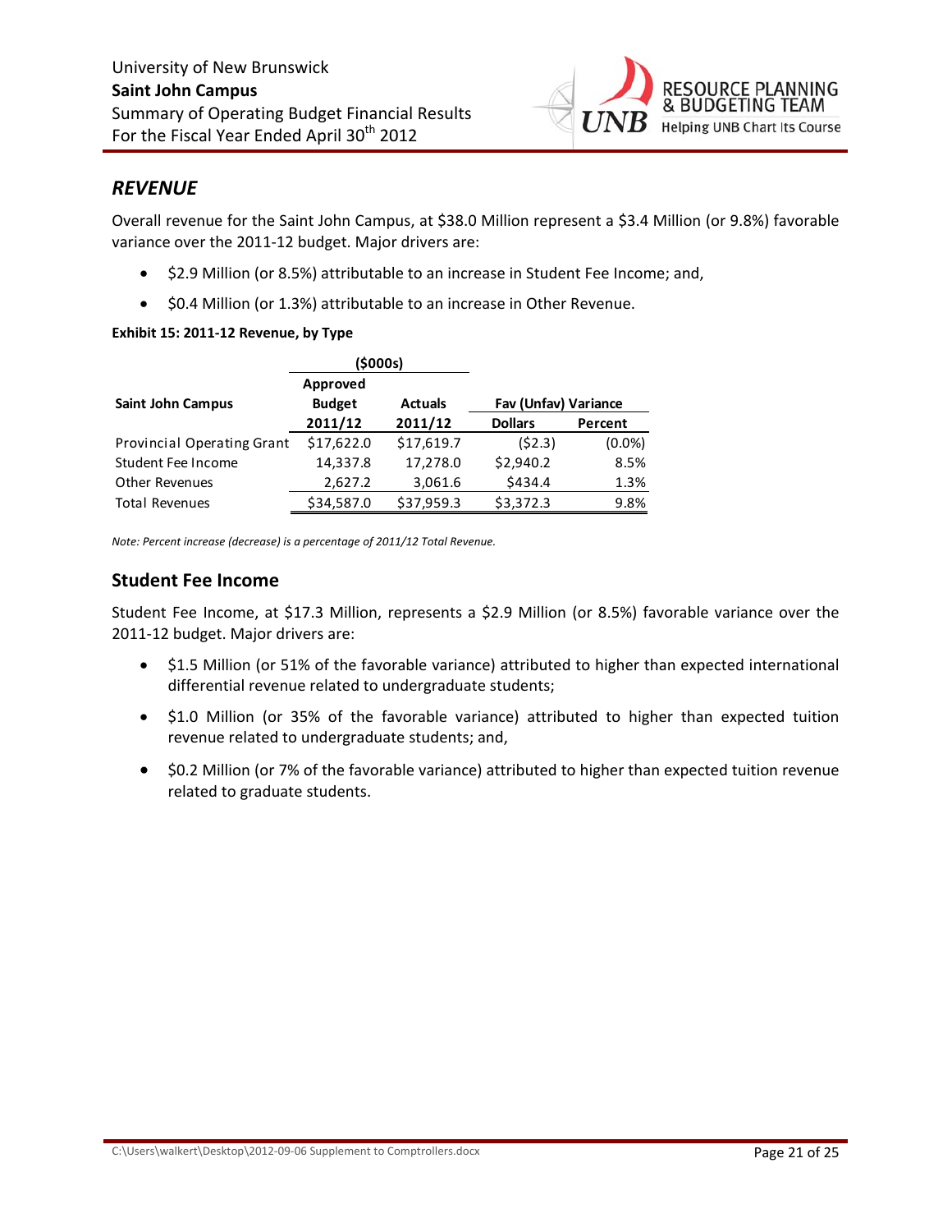University of New Brunswick
**Saint John Campus**
Summary of Operating Budget Financial Results
For the Fiscal Year Ended April 30th 2012

## *REVENUE*

Overall revenue for the Saint John Campus, at $38.0 Million represent a $3.4 Million (or 9.8%) favorable variance over the 2011-12 budget. Major drivers are:

- $2.9 Million (or 8.5%) attributable to an increase in Student Fee Income; and,
- $0.4 Million (or 1.3%) attributable to an increase in Other Revenue.

**Exhibit 15: 2011-12 Revenue, by Type**

| Saint John Campus | Approved Budget 2011/12 ($000s) | Actuals 2011/12 ($000s) | Fav (Unfav) Variance Dollars | Fav (Unfav) Variance Percent |
|---|---|---|---|---|
| Provincial Operating Grant | $17,622.0 | $17,619.7 | ($2.3) | (0.0%) |
| Student Fee Income | 14,337.8 | 17,278.0 | $2,940.2 | 8.5% |
| Other Revenues | 2,627.2 | 3,061.6 | $434.4 | 1.3% |
| Total Revenues | $34,587.0 | $37,959.3 | $3,372.3 | 9.8% |

*Note: Percent increase (decrease) is a percentage of 2011/12 Total Revenue.*

### Student Fee Income

Student Fee Income, at $17.3 Million, represents a $2.9 Million (or 8.5%) favorable variance over the 2011-12 budget. Major drivers are:

- $1.5 Million (or 51% of the favorable variance) attributed to higher than expected international differential revenue related to undergraduate students;
- $1.0 Million (or 35% of the favorable variance) attributed to higher than expected tuition revenue related to undergraduate students; and,
- $0.2 Million (or 7% of the favorable variance) attributed to higher than expected tuition revenue related to graduate students.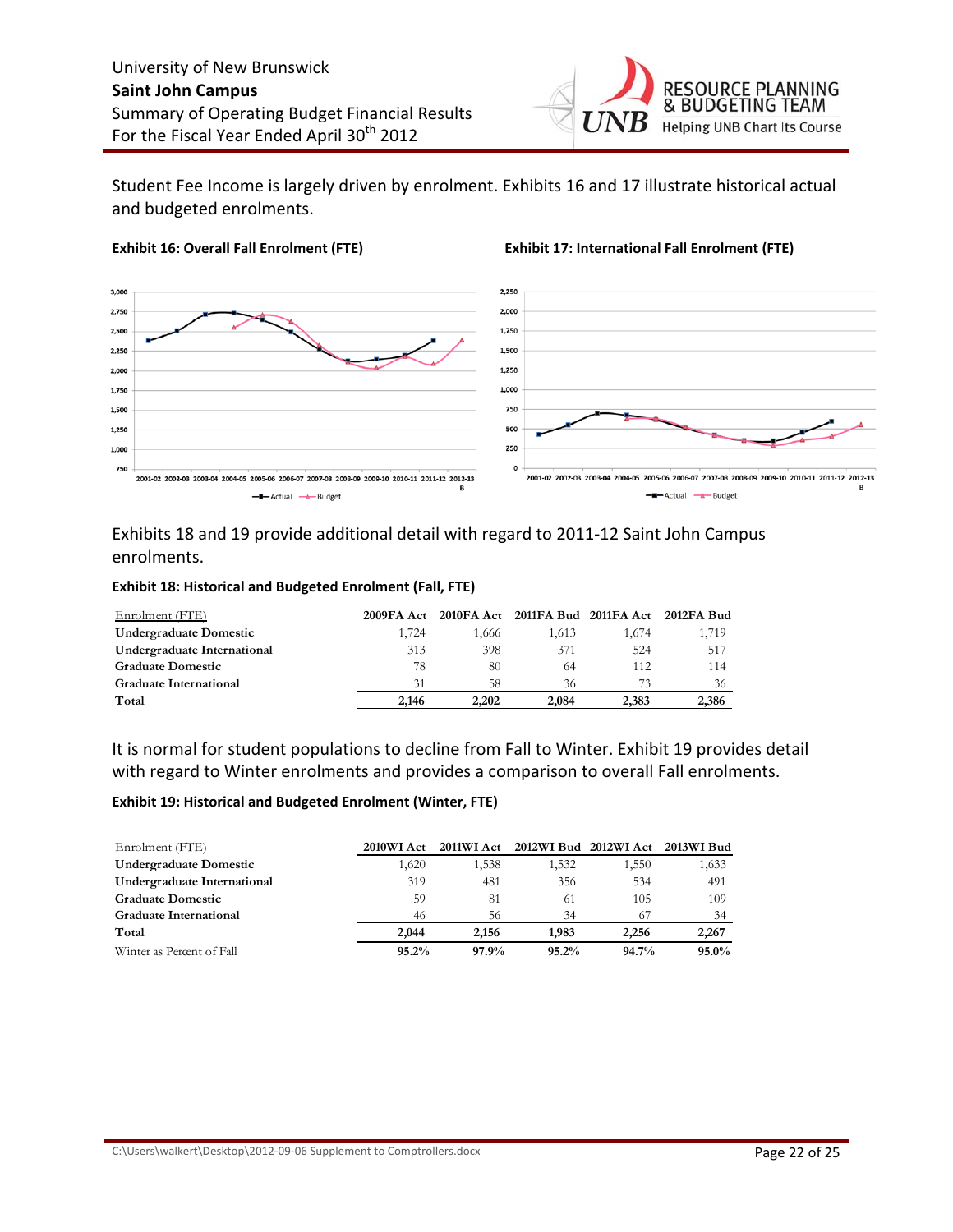Student Fee Income is largely driven by enrolment. Exhibits 16 and 17 illustrate historical actual and budgeted enrolments.

**Exhibit 16: Overall Fall Enrolment (FTE)**

**Exhibit 17: International Fall Enrolment (FTE)**

Exhibits 18 and 19 provide additional detail with regard to 2011-12 Saint John Campus enrolments.

**Exhibit 18: Historical and Budgeted Enrolment (Fall, FTE)**

| Enrolment (FTE) | 2009FA Act | 2010FA Act | 2011FA Bud | 2011FA Act | 2012FA Bud |
|---|---|---|---|---|---|
| **Undergraduate Domestic** | 1,724 | 1,666 | 1,613 | 1,674 | 1,719 |
| **Undergraduate International** | 313 | 398 | 371 | 524 | 517 |
| **Graduate Domestic** | 78 | 80 | 64 | 112 | 114 |
| **Graduate International** | 31 | 58 | 36 | 73 | 36 |
| **Total** | **2,146** | **2,202** | **2,084** | **2,383** | **2,386** |

It is normal for student populations to decline from Fall to Winter. Exhibit 19 provides detail with regard to Winter enrolments and provides a comparison to overall Fall enrolments.

**Exhibit 19: Historical and Budgeted Enrolment (Winter, FTE)**

| Enrolment (FTE) | 2010WI Act | 2011WI Act | 2012WI Bud | 2012WI Act | 2013WI Bud |
|---|---|---|---|---|---|
| **Undergraduate Domestic** | 1,620 | 1,538 | 1,532 | 1,550 | 1,633 |
| **Undergraduate International** | 319 | 481 | 356 | 534 | 491 |
| **Graduate Domestic** | 59 | 81 | 61 | 105 | 109 |
| **Graduate International** | 46 | 56 | 34 | 67 | 34 |
| **Total** | **2,044** | **2,156** | **1,983** | **2,256** | **2,267** |
| Winter as Percent of Fall | **95.2%** | **97.9%** | **95.2%** | **94.7%** | **95.0%** |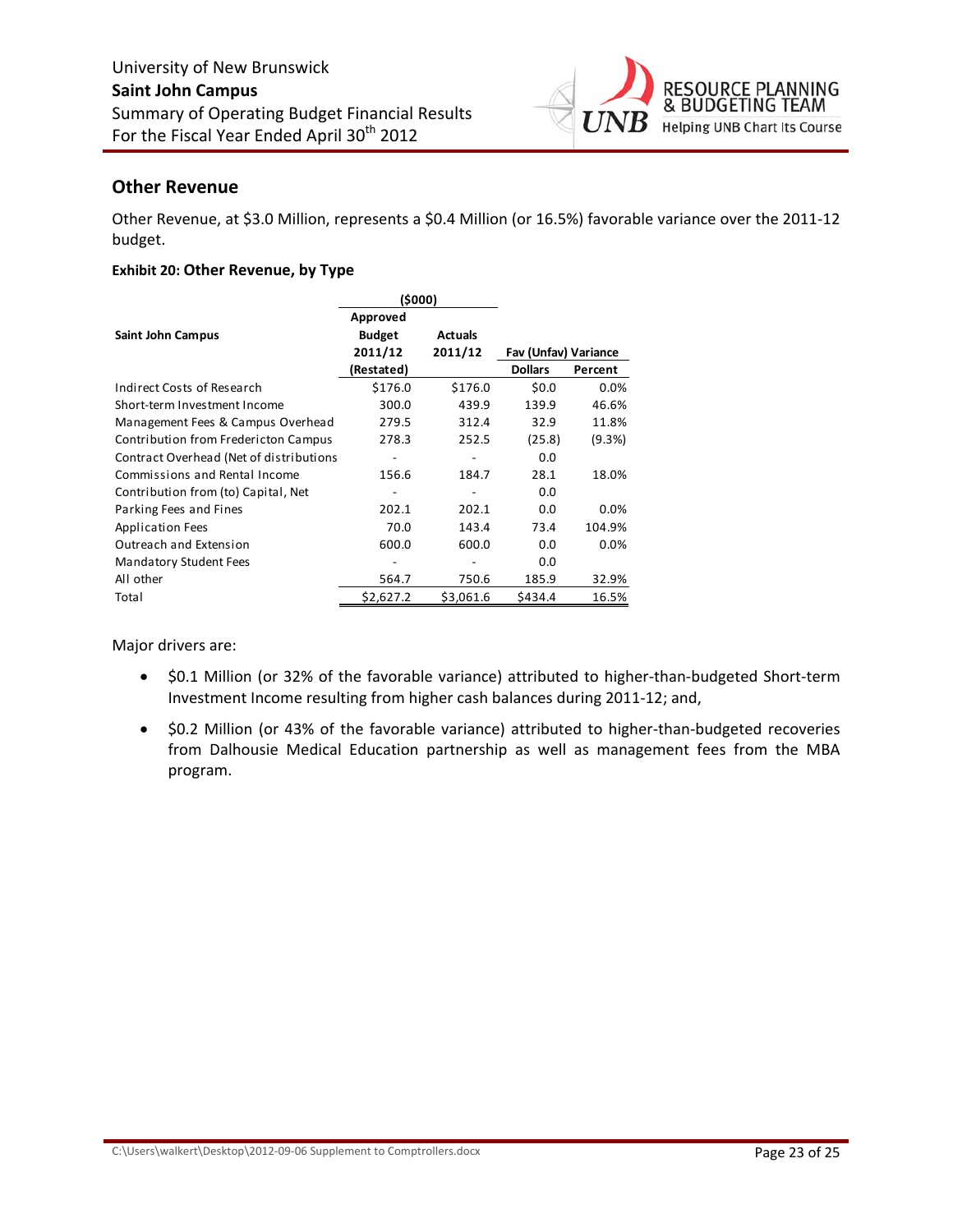## Other Revenue

Other Revenue, at $3.0 Million, represents a $0.4 Million (or 16.5%) favorable variance over the 2011-12 budget.

**Exhibit 20: Other Revenue, by Type**

| Saint John Campus | Approved Budget 2011/12 (Restated) ($000) | Actuals 2011/12 ($000) | Fav (Unfav) Variance Dollars | Fav (Unfav) Variance Percent |
|---|---|---|---|---|
| Indirect Costs of Research | $176.0 | $176.0 | $0.0 | 0.0% |
| Short-term Investment Income | 300.0 | 439.9 | 139.9 | 46.6% |
| Management Fees & Campus Overhead | 279.5 | 312.4 | 32.9 | 11.8% |
| Contribution from Fredericton Campus | 278.3 | 252.5 | (25.8) | (9.3%) |
| Contract Overhead (Net of distributions | - | - | 0.0 | |
| Commissions and Rental Income | 156.6 | 184.7 | 28.1 | 18.0% |
| Contribution from (to) Capital, Net | - | - | 0.0 | |
| Parking Fees and Fines | 202.1 | 202.1 | 0.0 | 0.0% |
| Application Fees | 70.0 | 143.4 | 73.4 | 104.9% |
| Outreach and Extension | 600.0 | 600.0 | 0.0 | 0.0% |
| Mandatory Student Fees | - | - | 0.0 | |
| All other | 564.7 | 750.6 | 185.9 | 32.9% |
| Total | $2,627.2 | $3,061.6 | $434.4 | 16.5% |

Major drivers are:

- $0.1 Million (or 32% of the favorable variance) attributed to higher-than-budgeted Short-term Investment Income resulting from higher cash balances during 2011-12; and,
- $0.2 Million (or 43% of the favorable variance) attributed to higher-than-budgeted recoveries from Dalhousie Medical Education partnership as well as management fees from the MBA program.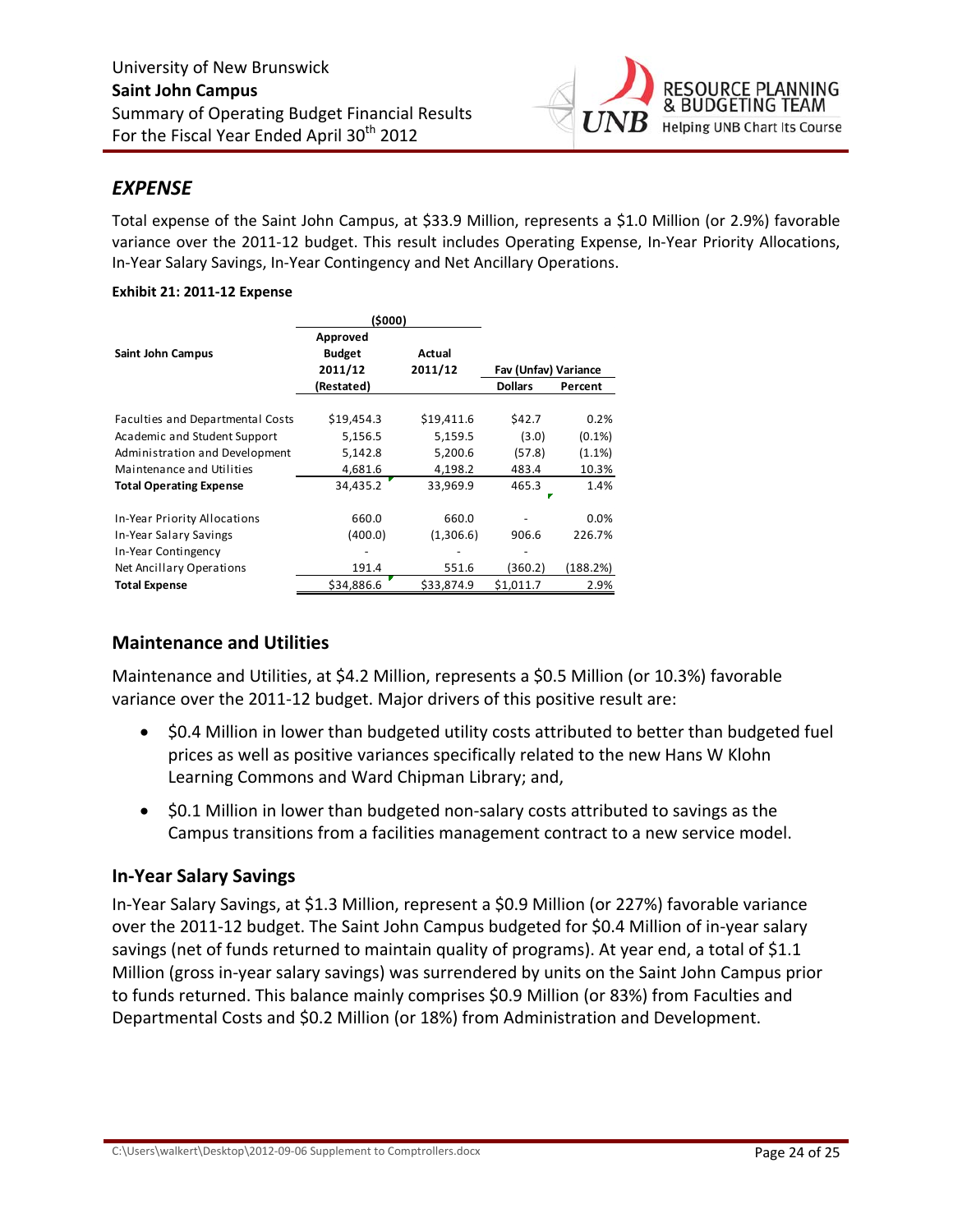## *EXPENSE*

Total expense of the Saint John Campus, at $33.9 Million, represents a $1.0 Million (or 2.9%) favorable variance over the 2011-12 budget. This result includes Operating Expense, In-Year Priority Allocations, In-Year Salary Savings, In-Year Contingency and Net Ancillary Operations.

**Exhibit 21: 2011-12 Expense**

| | ($000) | | | |
|---|---|---|---|---|
| **Saint John Campus** | **Approved Budget 2011/12 (Restated)** | **Actual 2011/12** | **Fav (Unfav) Variance** | |
| | | | **Dollars** | **Percent** |
| Faculties and Departmental Costs | $19,454.3 | $19,411.6 | $42.7 | 0.2% |
| Academic and Student Support | 5,156.5 | 5,159.5 | (3.0) | (0.1%) |
| Administration and Development | 5,142.8 | 5,200.6 | (57.8) | (1.1%) |
| Maintenance and Utilities | 4,681.6 | 4,198.2 | 483.4 | 10.3% |
| **Total Operating Expense** | 34,435.2 | 33,969.9 | 465.3 | 1.4% |
| In-Year Priority Allocations | 660.0 | 660.0 | - | 0.0% |
| In-Year Salary Savings | (400.0) | (1,306.6) | 906.6 | 226.7% |
| In-Year Contingency | - | - | - | |
| Net Ancillary Operations | 191.4 | 551.6 | (360.2) | (188.2%) |
| **Total Expense** | $34,886.6 | $33,874.9 | $1,011.7 | 2.9% |

### Maintenance and Utilities

Maintenance and Utilities, at $4.2 Million, represents a $0.5 Million (or 10.3%) favorable variance over the 2011-12 budget. Major drivers of this positive result are:

- $0.4 Million in lower than budgeted utility costs attributed to better than budgeted fuel prices as well as positive variances specifically related to the new Hans W Klohn Learning Commons and Ward Chipman Library; and,
- $0.1 Million in lower than budgeted non-salary costs attributed to savings as the Campus transitions from a facilities management contract to a new service model.

### In-Year Salary Savings

In-Year Salary Savings, at $1.3 Million, represent a $0.9 Million (or 227%) favorable variance over the 2011-12 budget. The Saint John Campus budgeted for $0.4 Million of in-year salary savings (net of funds returned to maintain quality of programs). At year end, a total of $1.1 Million (gross in-year salary savings) was surrendered by units on the Saint John Campus prior to funds returned. This balance mainly comprises $0.9 Million (or 83%) from Faculties and Departmental Costs and $0.2 Million (or 18%) from Administration and Development.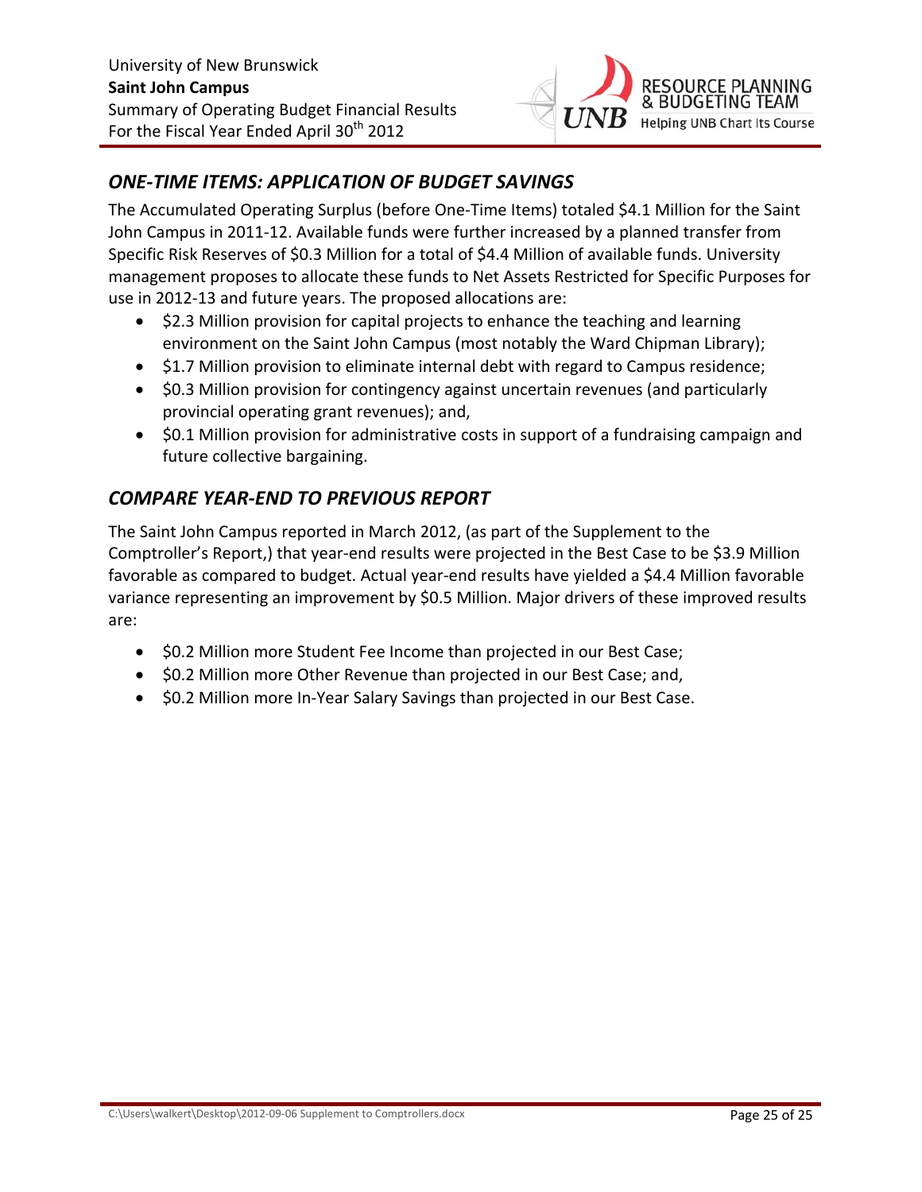## *ONE-TIME ITEMS: APPLICATION OF BUDGET SAVINGS*

The Accumulated Operating Surplus (before One-Time Items) totaled $4.1 Million for the Saint John Campus in 2011-12. Available funds were further increased by a planned transfer from Specific Risk Reserves of $0.3 Million for a total of $4.4 Million of available funds. University management proposes to allocate these funds to Net Assets Restricted for Specific Purposes for use in 2012-13 and future years. The proposed allocations are:

- $2.3 Million provision for capital projects to enhance the teaching and learning environment on the Saint John Campus (most notably the Ward Chipman Library);
- $1.7 Million provision to eliminate internal debt with regard to Campus residence;
- $0.3 Million provision for contingency against uncertain revenues (and particularly provincial operating grant revenues); and,
- $0.1 Million provision for administrative costs in support of a fundraising campaign and future collective bargaining.

## *COMPARE YEAR-END TO PREVIOUS REPORT*

The Saint John Campus reported in March 2012, (as part of the Supplement to the Comptroller's Report,) that year-end results were projected in the Best Case to be $3.9 Million favorable as compared to budget. Actual year-end results have yielded a $4.4 Million favorable variance representing an improvement by $0.5 Million. Major drivers of these improved results are:

- $0.2 Million more Student Fee Income than projected in our Best Case;
- $0.2 Million more Other Revenue than projected in our Best Case; and,
- $0.2 Million more In-Year Salary Savings than projected in our Best Case.